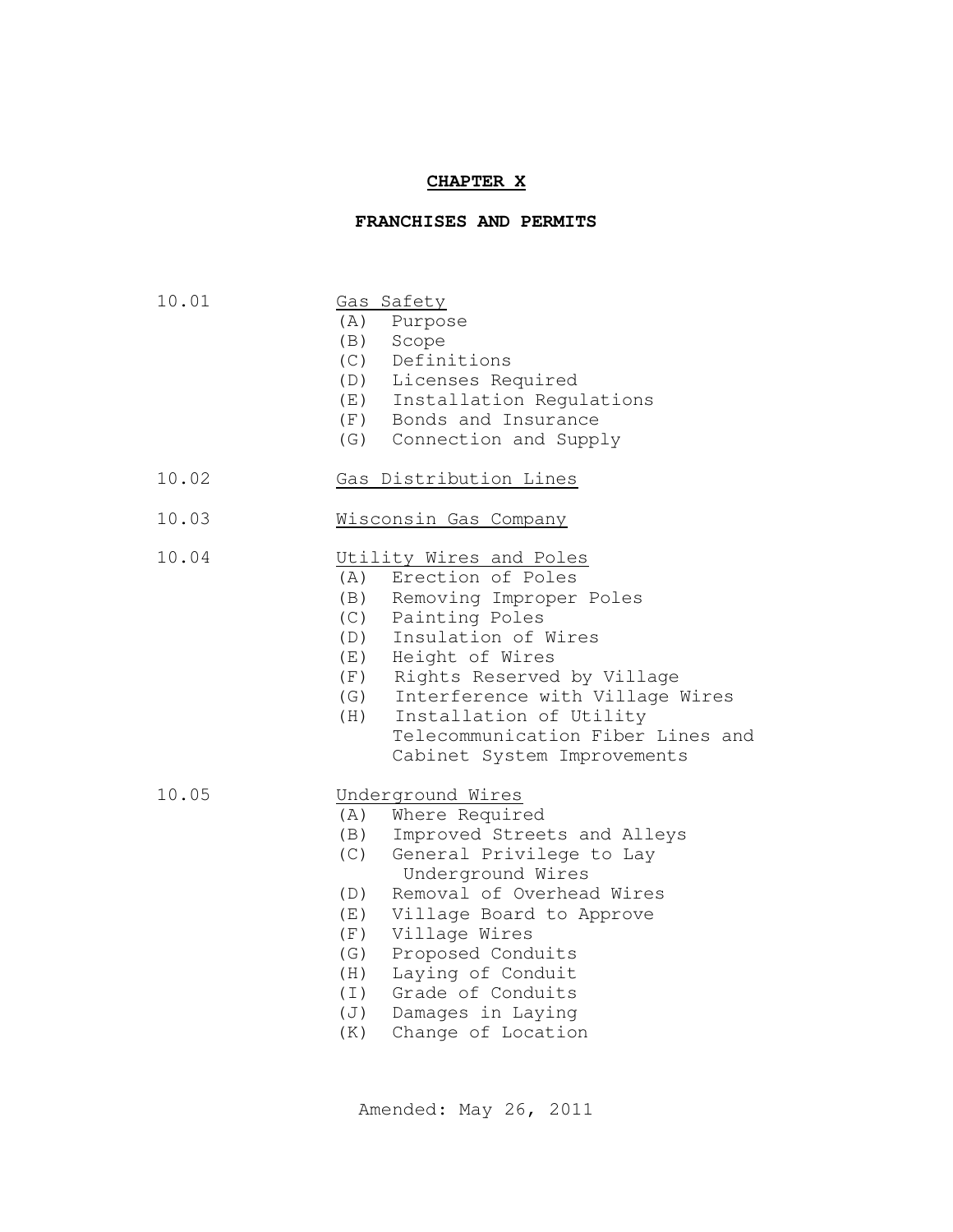# CHAPTER X

## FRANCHISES AND PERMITS

10.01 Gas Safety
- (A) Purpose
- (B) Scope
- (C) Definitions
- (D) Licenses Required
- (E) Installation Regulations
- (F) Bonds and Insurance
- (G) Connection and Supply

10.02 Gas Distribution Lines

10.03 Wisconsin Gas Company

10.04 Utility Wires and Poles
- (A) Erection of Poles
- (B) Removing Improper Poles
- (C) Painting Poles
- (D) Insulation of Wires
- (E) Height of Wires
- (F) Rights Reserved by Village
- (G) Interference with Village Wires
- (H) Installation of Utility Telecommunication Fiber Lines and Cabinet System Improvements

10.05 Underground Wires
- (A) Where Required
- (B) Improved Streets and Alleys
- (C) General Privilege to Lay Underground Wires
- (D) Removal of Overhead Wires
- (E) Village Board to Approve
- (F) Village Wires
- (G) Proposed Conduits
- (H) Laying of Conduit
- (I) Grade of Conduits
- (J) Damages in Laying
- (K) Change of Location

Amended: May 26, 2011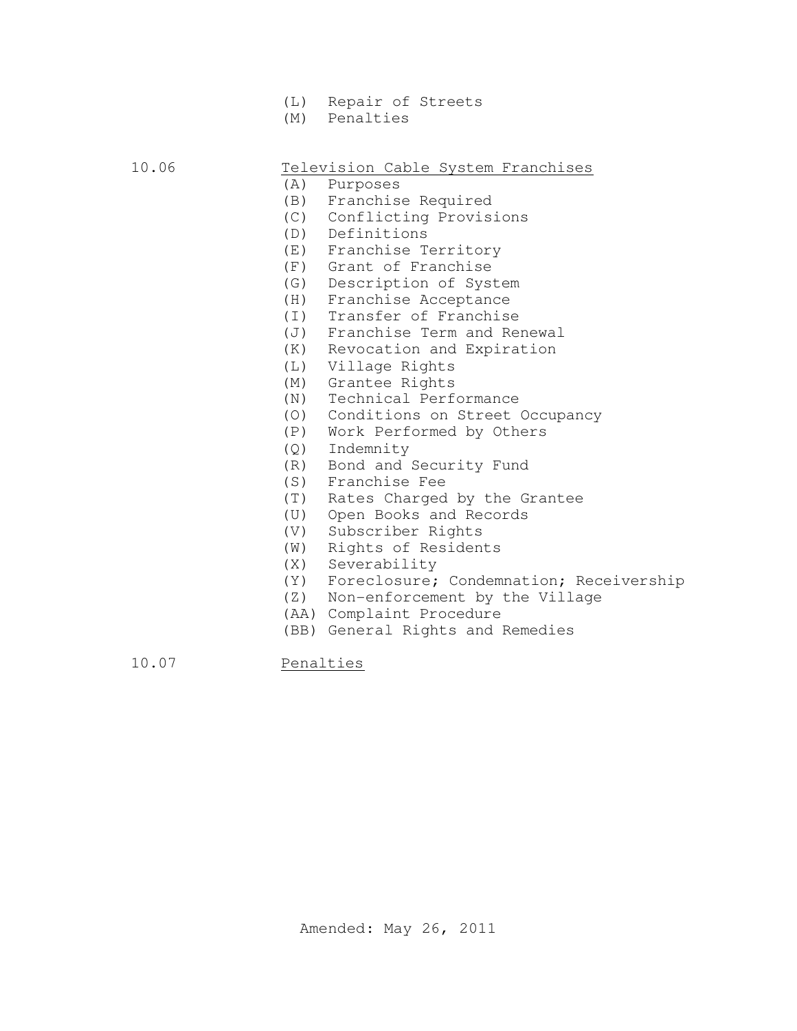(L) Repair of Streets
(M) Penalties

10.06 Television Cable System Franchises

(A) Purposes
(B) Franchise Required
(C) Conflicting Provisions
(D) Definitions
(E) Franchise Territory
(F) Grant of Franchise
(G) Description of System
(H) Franchise Acceptance
(I) Transfer of Franchise
(J) Franchise Term and Renewal
(K) Revocation and Expiration
(L) Village Rights
(M) Grantee Rights
(N) Technical Performance
(O) Conditions on Street Occupancy
(P) Work Performed by Others
(Q) Indemnity
(R) Bond and Security Fund
(S) Franchise Fee
(T) Rates Charged by the Grantee
(U) Open Books and Records
(V) Subscriber Rights
(W) Rights of Residents
(X) Severability
(Y) Foreclosure; Condemnation; Receivership
(Z) Non-enforcement by the Village
(AA) Complaint Procedure
(BB) General Rights and Remedies

10.07 Penalties

Amended: May 26, 2011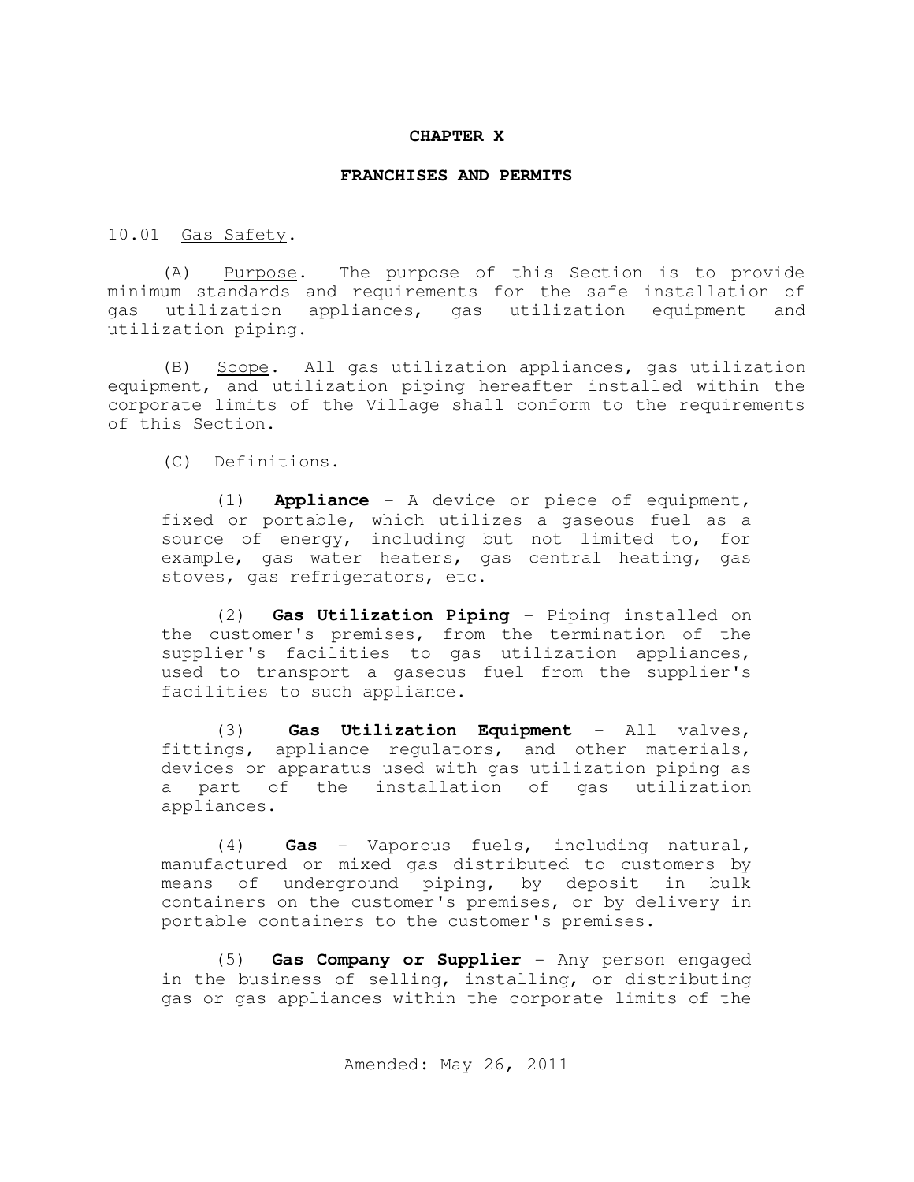# CHAPTER X

## FRANCHISES AND PERMITS

10.01 Gas Safety.

(A) Purpose. The purpose of this Section is to provide minimum standards and requirements for the safe installation of gas utilization appliances, gas utilization equipment and utilization piping.

(B) Scope. All gas utilization appliances, gas utilization equipment, and utilization piping hereafter installed within the corporate limits of the Village shall conform to the requirements of this Section.

(C) Definitions.

(1) **Appliance** – A device or piece of equipment, fixed or portable, which utilizes a gaseous fuel as a source of energy, including but not limited to, for example, gas water heaters, gas central heating, gas stoves, gas refrigerators, etc.

(2) **Gas Utilization Piping** – Piping installed on the customer's premises, from the termination of the supplier's facilities to gas utilization appliances, used to transport a gaseous fuel from the supplier's facilities to such appliance.

(3) **Gas Utilization Equipment** – All valves, fittings, appliance regulators, and other materials, devices or apparatus used with gas utilization piping as a part of the installation of gas utilization appliances.

(4) **Gas** – Vaporous fuels, including natural, manufactured or mixed gas distributed to customers by means of underground piping, by deposit in bulk containers on the customer's premises, or by delivery in portable containers to the customer's premises.

(5) **Gas Company or Supplier** – Any person engaged in the business of selling, installing, or distributing gas or gas appliances within the corporate limits of the

Amended: May 26, 2011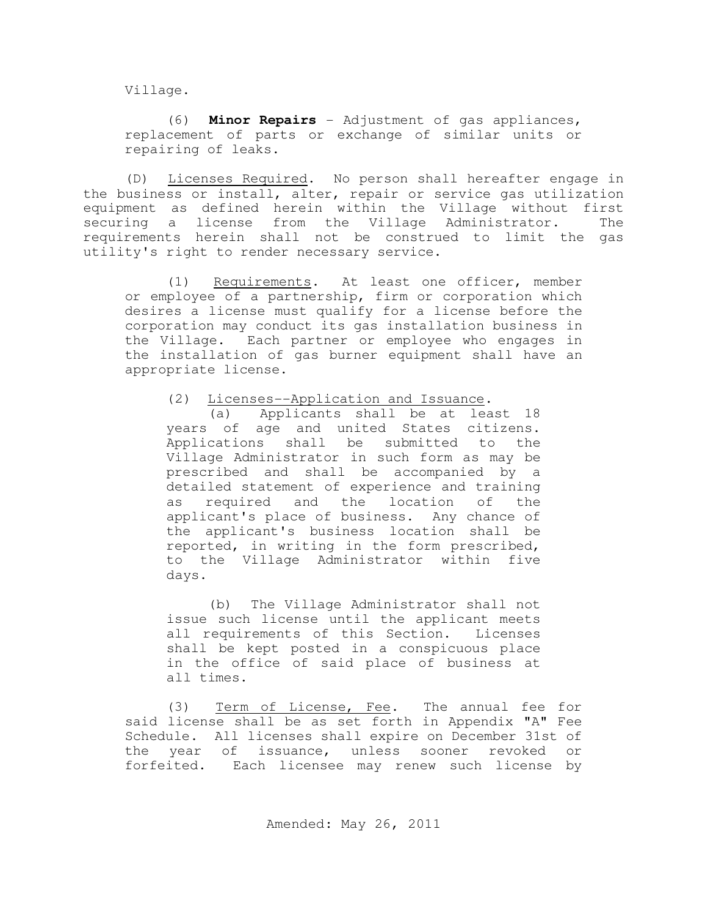Village.

(6) **Minor Repairs** - Adjustment of gas appliances, replacement of parts or exchange of similar units or repairing of leaks.

(D) Licenses Required. No person shall hereafter engage in the business or install, alter, repair or service gas utilization equipment as defined herein within the Village without first securing a license from the Village Administrator. The requirements herein shall not be construed to limit the gas utility's right to render necessary service.

(1) Requirements. At least one officer, member or employee of a partnership, firm or corporation which desires a license must qualify for a license before the corporation may conduct its gas installation business in the Village. Each partner or employee who engages in the installation of gas burner equipment shall have an appropriate license.

(2) Licenses--Application and Issuance.

(a) Applicants shall be at least 18 years of age and united States citizens. Applications shall be submitted to the Village Administrator in such form as may be prescribed and shall be accompanied by a detailed statement of experience and training as required and the location of the applicant's place of business. Any chance of the applicant's business location shall be reported, in writing in the form prescribed, to the Village Administrator within five days.

(b) The Village Administrator shall not issue such license until the applicant meets all requirements of this Section. Licenses shall be kept posted in a conspicuous place in the office of said place of business at all times.

(3) Term of License, Fee. The annual fee for said license shall be as set forth in Appendix "A" Fee Schedule. All licenses shall expire on December 31st of the year of issuance, unless sooner revoked or forfeited. Each licensee may renew such license by

Amended: May 26, 2011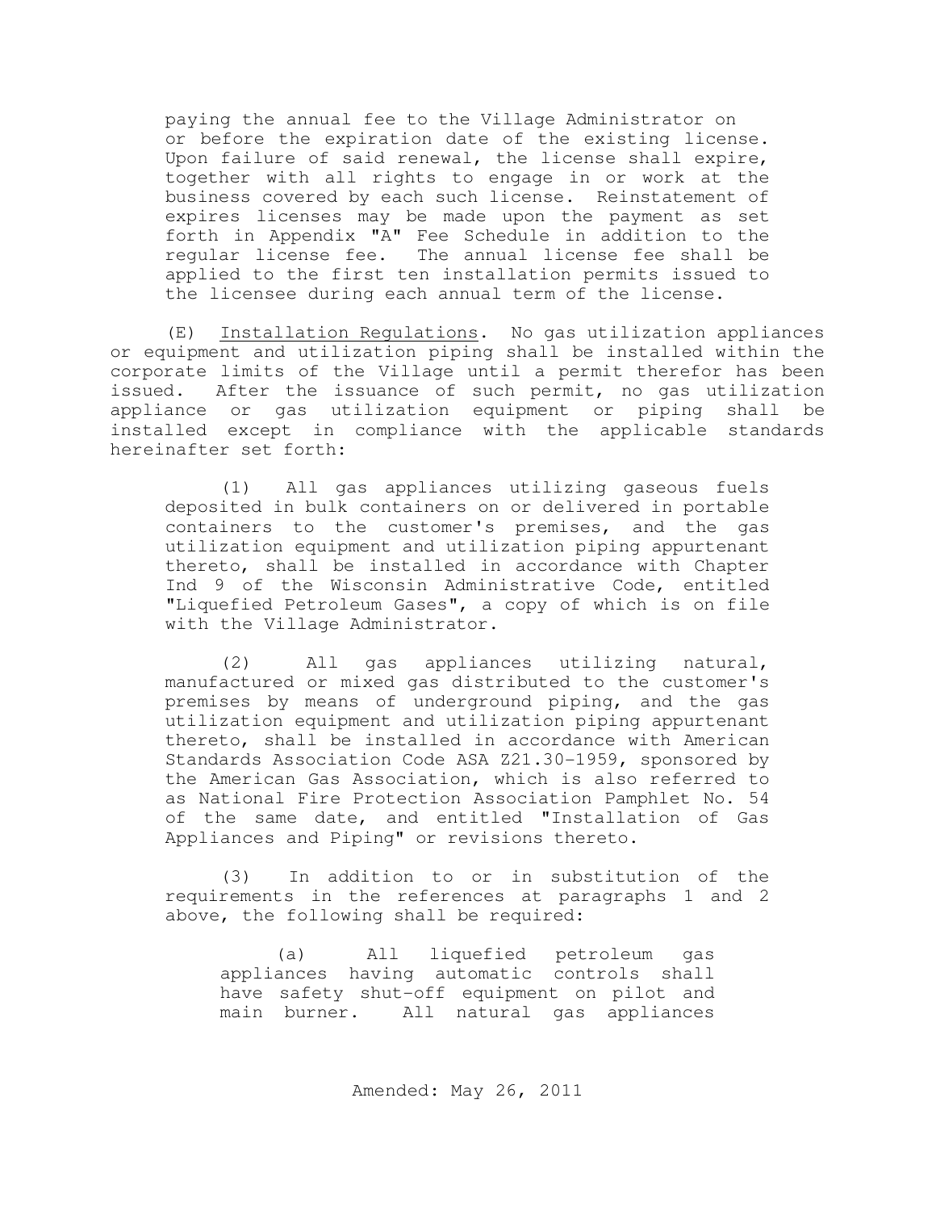paying the annual fee to the Village Administrator on or before the expiration date of the existing license. Upon failure of said renewal, the license shall expire, together with all rights to engage in or work at the business covered by each such license. Reinstatement of expires licenses may be made upon the payment as set forth in Appendix "A" Fee Schedule in addition to the regular license fee. The annual license fee shall be applied to the first ten installation permits issued to the licensee during each annual term of the license.

(E) Installation Regulations. No gas utilization appliances or equipment and utilization piping shall be installed within the corporate limits of the Village until a permit therefor has been issued. After the issuance of such permit, no gas utilization appliance or gas utilization equipment or piping shall be installed except in compliance with the applicable standards hereinafter set forth:

(1) All gas appliances utilizing gaseous fuels deposited in bulk containers on or delivered in portable containers to the customer's premises, and the gas utilization equipment and utilization piping appurtenant thereto, shall be installed in accordance with Chapter Ind 9 of the Wisconsin Administrative Code, entitled "Liquefied Petroleum Gases", a copy of which is on file with the Village Administrator.

(2) All gas appliances utilizing natural, manufactured or mixed gas distributed to the customer's premises by means of underground piping, and the gas utilization equipment and utilization piping appurtenant thereto, shall be installed in accordance with American Standards Association Code ASA Z21.30-1959, sponsored by the American Gas Association, which is also referred to as National Fire Protection Association Pamphlet No. 54 of the same date, and entitled "Installation of Gas Appliances and Piping" or revisions thereto.

(3) In addition to or in substitution of the requirements in the references at paragraphs 1 and 2 above, the following shall be required:

(a) All liquefied petroleum gas appliances having automatic controls shall have safety shut-off equipment on pilot and main burner. All natural gas appliances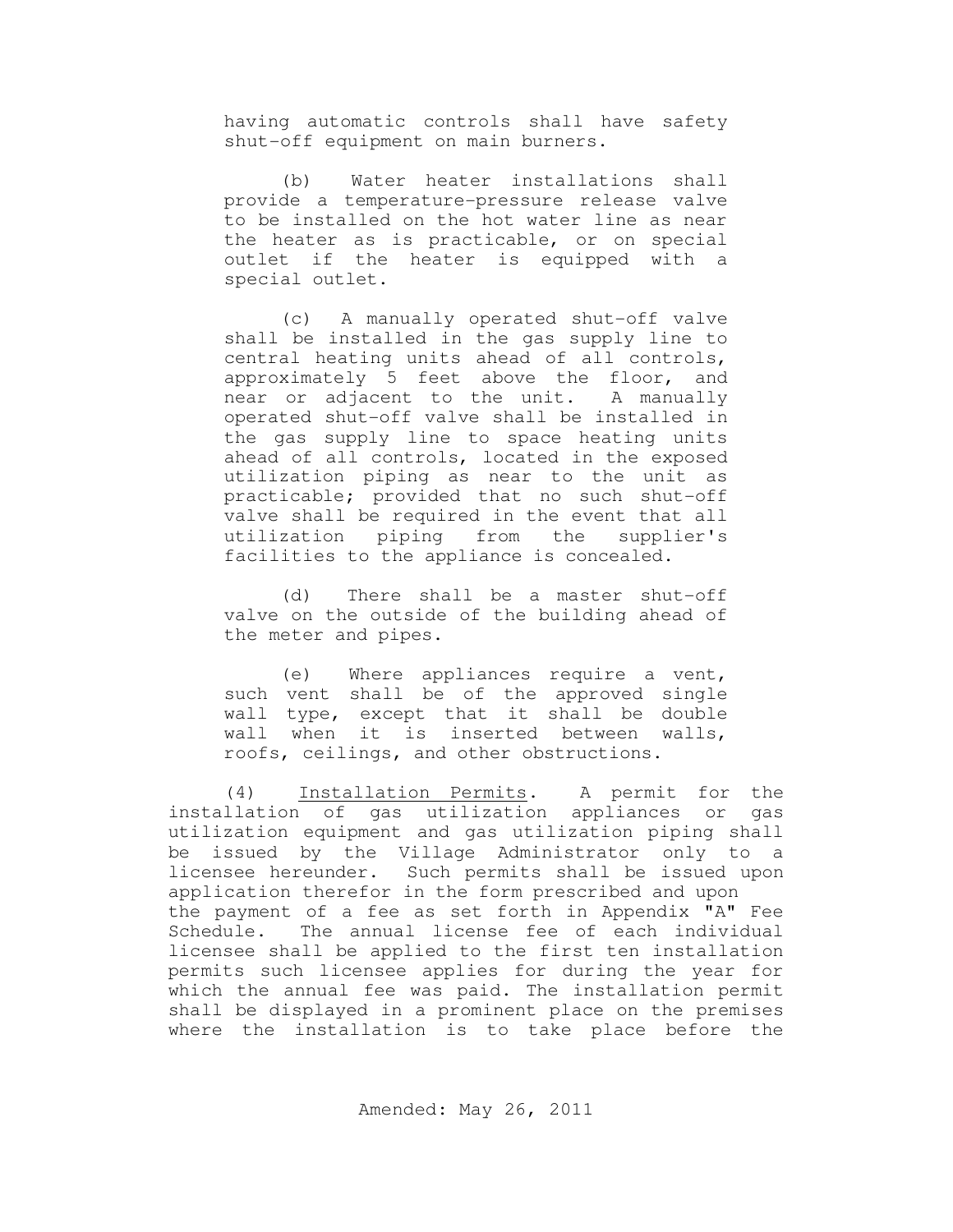having automatic controls shall have safety shut-off equipment on main burners.

(b) Water heater installations shall provide a temperature-pressure release valve to be installed on the hot water line as near the heater as is practicable, or on special outlet if the heater is equipped with a special outlet.

(c) A manually operated shut-off valve shall be installed in the gas supply line to central heating units ahead of all controls, approximately 5 feet above the floor, and near or adjacent to the unit. A manually operated shut-off valve shall be installed in the gas supply line to space heating units ahead of all controls, located in the exposed utilization piping as near to the unit as practicable; provided that no such shut-off valve shall be required in the event that all utilization piping from the supplier's facilities to the appliance is concealed.

(d) There shall be a master shut-off valve on the outside of the building ahead of the meter and pipes.

(e) Where appliances require a vent, such vent shall be of the approved single wall type, except that it shall be double wall when it is inserted between walls, roofs, ceilings, and other obstructions.

(4) <u>Installation Permits</u>. A permit for the installation of gas utilization appliances or gas utilization equipment and gas utilization piping shall be issued by the Village Administrator only to a licensee hereunder. Such permits shall be issued upon application therefor in the form prescribed and upon the payment of a fee as set forth in Appendix "A" Fee Schedule. The annual license fee of each individual licensee shall be applied to the first ten installation permits such licensee applies for during the year for which the annual fee was paid. The installation permit shall be displayed in a prominent place on the premises where the installation is to take place before the

Amended: May 26, 2011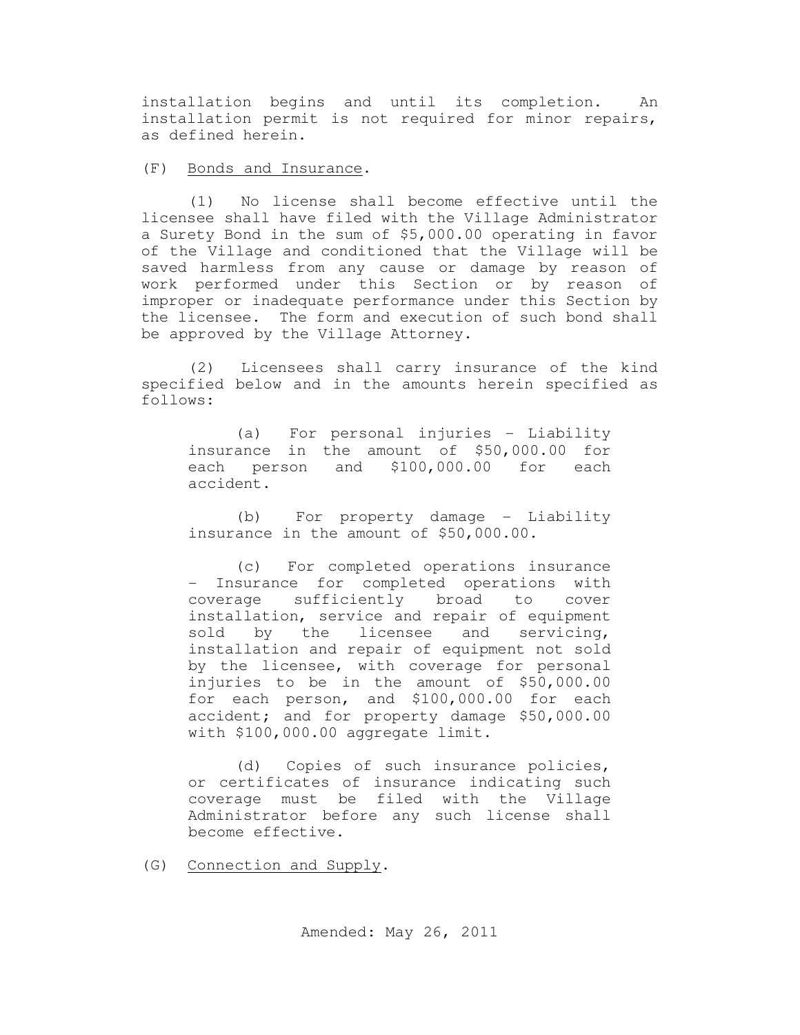installation begins and until its completion. An installation permit is not required for minor repairs, as defined herein.

(F) Bonds and Insurance.

(1) No license shall become effective until the licensee shall have filed with the Village Administrator a Surety Bond in the sum of $5,000.00 operating in favor of the Village and conditioned that the Village will be saved harmless from any cause or damage by reason of work performed under this Section or by reason of improper or inadequate performance under this Section by the licensee. The form and execution of such bond shall be approved by the Village Attorney.

(2) Licensees shall carry insurance of the kind specified below and in the amounts herein specified as follows:

(a) For personal injuries - Liability insurance in the amount of $50,000.00 for each person and $100,000.00 for each accident.

(b) For property damage - Liability insurance in the amount of $50,000.00.

(c) For completed operations insurance - Insurance for completed operations with coverage sufficiently broad to cover installation, service and repair of equipment sold by the licensee and servicing, installation and repair of equipment not sold by the licensee, with coverage for personal injuries to be in the amount of $50,000.00 for each person, and $100,000.00 for each accident; and for property damage $50,000.00 with $100,000.00 aggregate limit.

(d) Copies of such insurance policies, or certificates of insurance indicating such coverage must be filed with the Village Administrator before any such license shall become effective.

(G) Connection and Supply.

Amended: May 26, 2011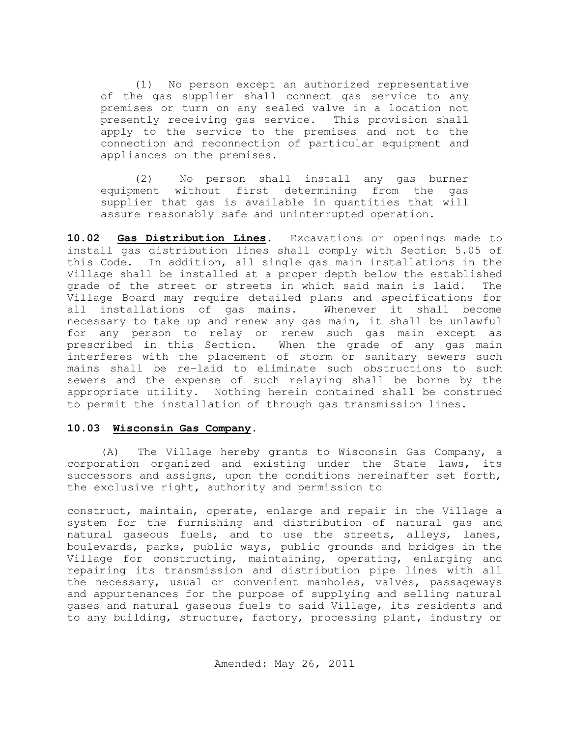(1) No person except an authorized representative of the gas supplier shall connect gas service to any premises or turn on any sealed valve in a location not presently receiving gas service. This provision shall apply to the service to the premises and not to the connection and reconnection of particular equipment and appliances on the premises.

(2) No person shall install any gas burner equipment without first determining from the gas supplier that gas is available in quantities that will assure reasonably safe and uninterrupted operation.

**10.02 Gas Distribution Lines**. Excavations or openings made to install gas distribution lines shall comply with Section 5.05 of this Code. In addition, all single gas main installations in the Village shall be installed at a proper depth below the established grade of the street or streets in which said main is laid. The Village Board may require detailed plans and specifications for all installations of gas mains. Whenever it shall become necessary to take up and renew any gas main, it shall be unlawful for any person to relay or renew such gas main except as prescribed in this Section. When the grade of any gas main interferes with the placement of storm or sanitary sewers such mains shall be re-laid to eliminate such obstructions to such sewers and the expense of such relaying shall be borne by the appropriate utility. Nothing herein contained shall be construed to permit the installation of through gas transmission lines.

**10.03 Wisconsin Gas Company**.

(A) The Village hereby grants to Wisconsin Gas Company, a corporation organized and existing under the State laws, its successors and assigns, upon the conditions hereinafter set forth, the exclusive right, authority and permission to construct, maintain, operate, enlarge and repair in the Village a system for the furnishing and distribution of natural gas and natural gaseous fuels, and to use the streets, alleys, lanes, boulevards, parks, public ways, public grounds and bridges in the Village for constructing, maintaining, operating, enlarging and repairing its transmission and distribution pipe lines with all the necessary, usual or convenient manholes, valves, passageways and appurtenances for the purpose of supplying and selling natural gases and natural gaseous fuels to said Village, its residents and to any building, structure, factory, processing plant, industry or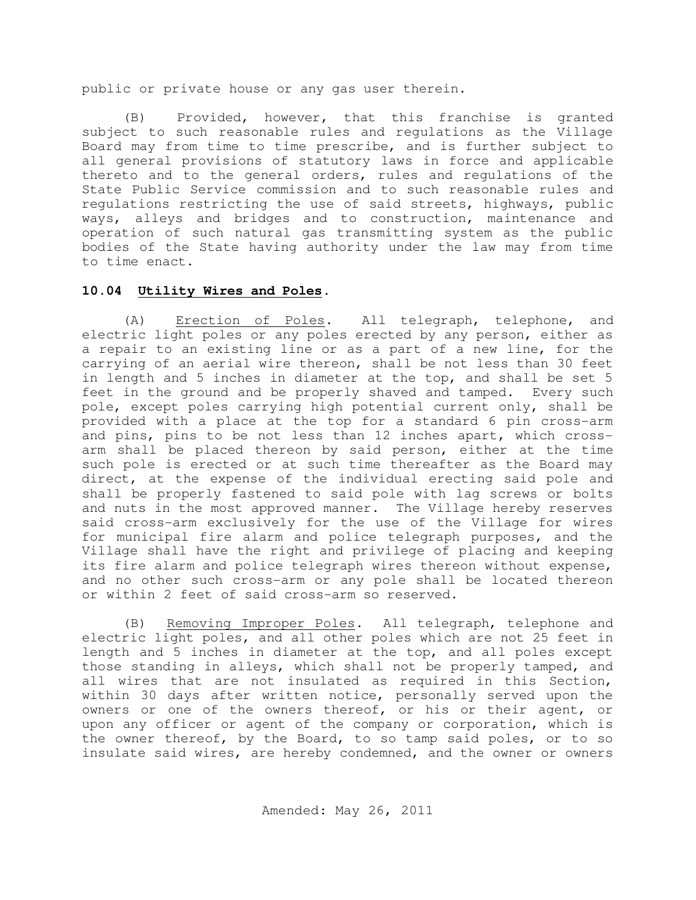public or private house or any gas user therein.

(B) Provided, however, that this franchise is granted subject to such reasonable rules and regulations as the Village Board may from time to time prescribe, and is further subject to all general provisions of statutory laws in force and applicable thereto and to the general orders, rules and regulations of the State Public Service commission and to such reasonable rules and regulations restricting the use of said streets, highways, public ways, alleys and bridges and to construction, maintenance and operation of such natural gas transmitting system as the public bodies of the State having authority under the law may from time to time enact.

### 10.04 Utility Wires and Poles.

(A) Erection of Poles. All telegraph, telephone, and electric light poles or any poles erected by any person, either as a repair to an existing line or as a part of a new line, for the carrying of an aerial wire thereon, shall be not less than 30 feet in length and 5 inches in diameter at the top, and shall be set 5 feet in the ground and be properly shaved and tamped. Every such pole, except poles carrying high potential current only, shall be provided with a place at the top for a standard 6 pin cross-arm and pins, pins to be not less than 12 inches apart, which cross-arm shall be placed thereon by said person, either at the time such pole is erected or at such time thereafter as the Board may direct, at the expense of the individual erecting said pole and shall be properly fastened to said pole with lag screws or bolts and nuts in the most approved manner. The Village hereby reserves said cross-arm exclusively for the use of the Village for wires for municipal fire alarm and police telegraph purposes, and the Village shall have the right and privilege of placing and keeping its fire alarm and police telegraph wires thereon without expense, and no other such cross-arm or any pole shall be located thereon or within 2 feet of said cross-arm so reserved.

(B) Removing Improper Poles. All telegraph, telephone and electric light poles, and all other poles which are not 25 feet in length and 5 inches in diameter at the top, and all poles except those standing in alleys, which shall not be properly tamped, and all wires that are not insulated as required in this Section, within 30 days after written notice, personally served upon the owners or one of the owners thereof, or his or their agent, or upon any officer or agent of the company or corporation, which is the owner thereof, by the Board, to so tamp said poles, or to so insulate said wires, are hereby condemned, and the owner or owners

Amended: May 26, 2011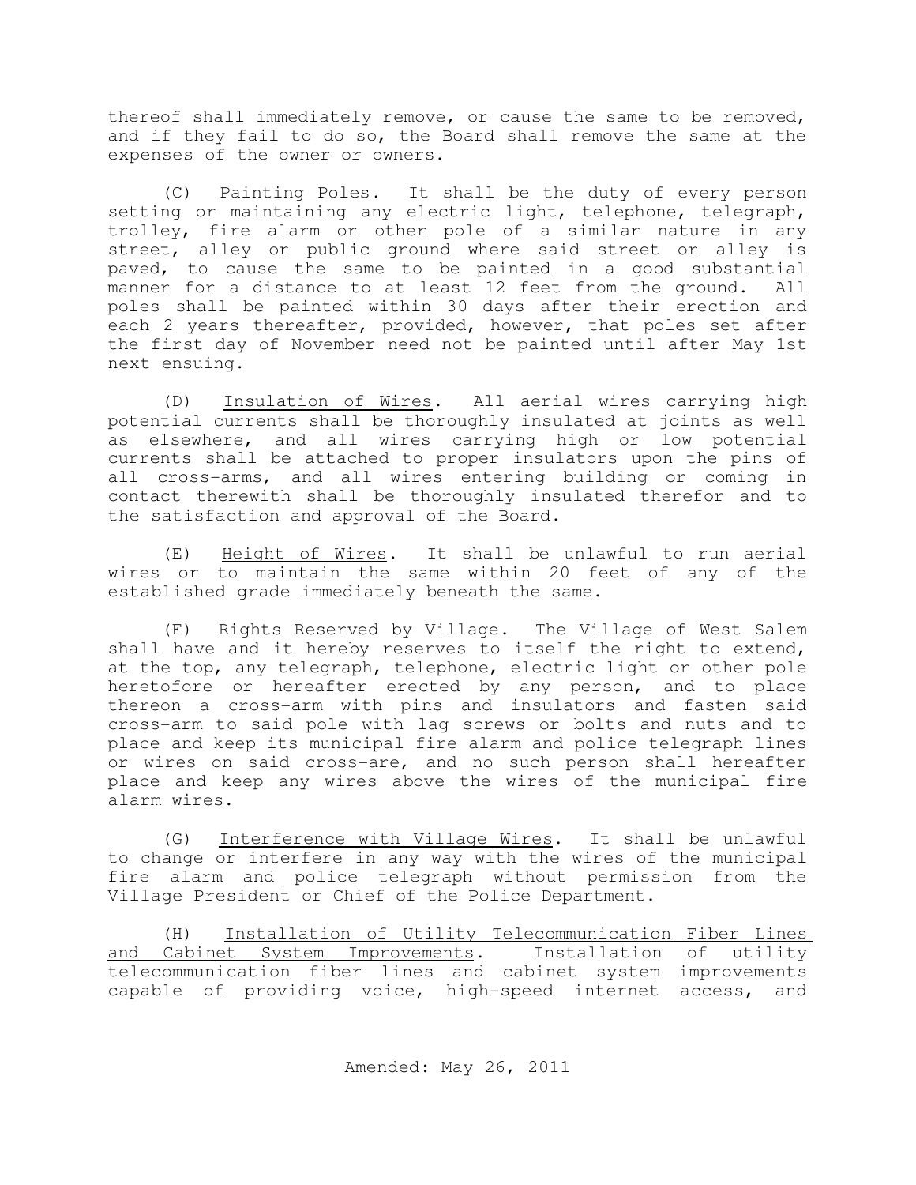thereof shall immediately remove, or cause the same to be removed, and if they fail to do so, the Board shall remove the same at the expenses of the owner or owners.

(C) Painting Poles. It shall be the duty of every person setting or maintaining any electric light, telephone, telegraph, trolley, fire alarm or other pole of a similar nature in any street, alley or public ground where said street or alley is paved, to cause the same to be painted in a good substantial manner for a distance to at least 12 feet from the ground. All poles shall be painted within 30 days after their erection and each 2 years thereafter, provided, however, that poles set after the first day of November need not be painted until after May 1st next ensuing.

(D) Insulation of Wires. All aerial wires carrying high potential currents shall be thoroughly insulated at joints as well as elsewhere, and all wires carrying high or low potential currents shall be attached to proper insulators upon the pins of all cross-arms, and all wires entering building or coming in contact therewith shall be thoroughly insulated therefor and to the satisfaction and approval of the Board.

(E) Height of Wires. It shall be unlawful to run aerial wires or to maintain the same within 20 feet of any of the established grade immediately beneath the same.

(F) Rights Reserved by Village. The Village of West Salem shall have and it hereby reserves to itself the right to extend, at the top, any telegraph, telephone, electric light or other pole heretofore or hereafter erected by any person, and to place thereon a cross-arm with pins and insulators and fasten said cross-arm to said pole with lag screws or bolts and nuts and to place and keep its municipal fire alarm and police telegraph lines or wires on said cross-are, and no such person shall hereafter place and keep any wires above the wires of the municipal fire alarm wires.

(G) Interference with Village Wires. It shall be unlawful to change or interfere in any way with the wires of the municipal fire alarm and police telegraph without permission from the Village President or Chief of the Police Department.

(H) Installation of Utility Telecommunication Fiber Lines and Cabinet System Improvements. Installation of utility telecommunication fiber lines and cabinet system improvements capable of providing voice, high-speed internet access, and

Amended: May 26, 2011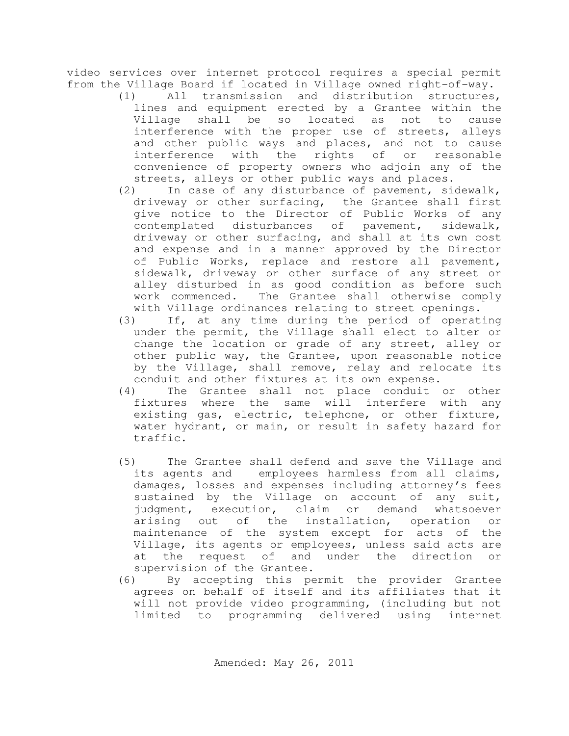video services over internet protocol requires a special permit from the Village Board if located in Village owned right-of-way.

(1) All transmission and distribution structures, lines and equipment erected by a Grantee within the Village shall be so located as not to cause interference with the proper use of streets, alleys and other public ways and places, and not to cause interference with the rights of or reasonable convenience of property owners who adjoin any of the streets, alleys or other public ways and places.

(2) In case of any disturbance of pavement, sidewalk, driveway or other surfacing, the Grantee shall first give notice to the Director of Public Works of any contemplated disturbances of pavement, sidewalk, driveway or other surfacing, and shall at its own cost and expense and in a manner approved by the Director of Public Works, replace and restore all pavement, sidewalk, driveway or other surface of any street or alley disturbed in as good condition as before such work commenced. The Grantee shall otherwise comply with Village ordinances relating to street openings.

(3) If, at any time during the period of operating under the permit, the Village shall elect to alter or change the location or grade of any street, alley or other public way, the Grantee, upon reasonable notice by the Village, shall remove, relay and relocate its conduit and other fixtures at its own expense.

(4) The Grantee shall not place conduit or other fixtures where the same will interfere with any existing gas, electric, telephone, or other fixture, water hydrant, or main, or result in safety hazard for traffic.

(5) The Grantee shall defend and save the Village and its agents and employees harmless from all claims, damages, losses and expenses including attorney's fees sustained by the Village on account of any suit, judgment, execution, claim or demand whatsoever arising out of the installation, operation or maintenance of the system except for acts of the Village, its agents or employees, unless said acts are at the request of and under the direction or supervision of the Grantee.

(6) By accepting this permit the provider Grantee agrees on behalf of itself and its affiliates that it will not provide video programming, (including but not limited to programming delivered using internet

Amended: May 26, 2011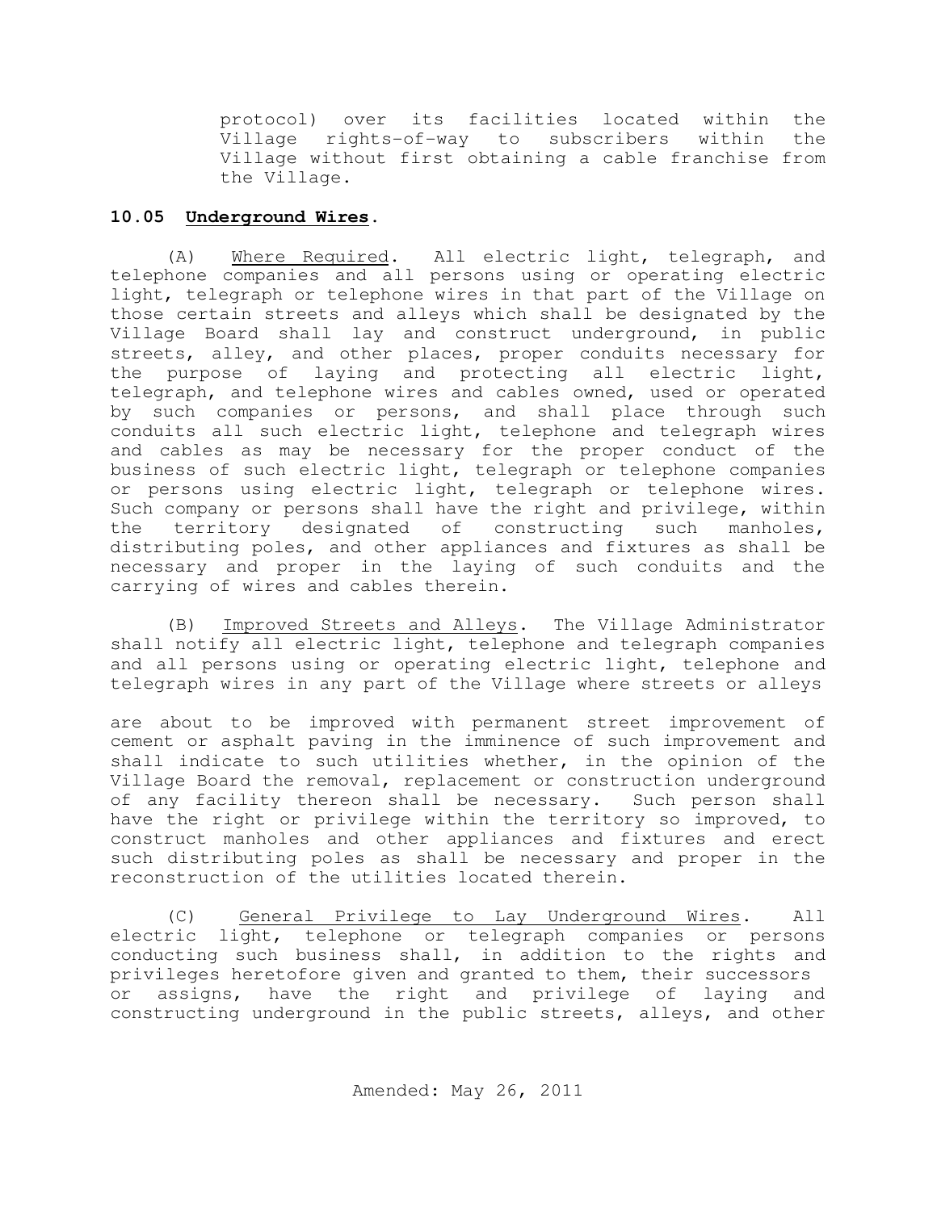protocol) over its facilities located within the Village rights-of-way to subscribers within the Village without first obtaining a cable franchise from the Village.

**10.05 Underground Wires.**

(A) Where Required. All electric light, telegraph, and telephone companies and all persons using or operating electric light, telegraph or telephone wires in that part of the Village on those certain streets and alleys which shall be designated by the Village Board shall lay and construct underground, in public streets, alley, and other places, proper conduits necessary for the purpose of laying and protecting all electric light, telegraph, and telephone wires and cables owned, used or operated by such companies or persons, and shall place through such conduits all such electric light, telephone and telegraph wires and cables as may be necessary for the proper conduct of the business of such electric light, telegraph or telephone companies or persons using electric light, telegraph or telephone wires. Such company or persons shall have the right and privilege, within the territory designated of constructing such manholes, distributing poles, and other appliances and fixtures as shall be necessary and proper in the laying of such conduits and the carrying of wires and cables therein.

(B) Improved Streets and Alleys. The Village Administrator shall notify all electric light, telephone and telegraph companies and all persons using or operating electric light, telephone and telegraph wires in any part of the Village where streets or alleys are about to be improved with permanent street improvement of cement or asphalt paving in the imminence of such improvement and shall indicate to such utilities whether, in the opinion of the Village Board the removal, replacement or construction underground of any facility thereon shall be necessary. Such person shall have the right or privilege within the territory so improved, to construct manholes and other appliances and fixtures and erect such distributing poles as shall be necessary and proper in the reconstruction of the utilities located therein.

(C) General Privilege to Lay Underground Wires. All electric light, telephone or telegraph companies or persons conducting such business shall, in addition to the rights and privileges heretofore given and granted to them, their successors or assigns, have the right and privilege of laying and constructing underground in the public streets, alleys, and other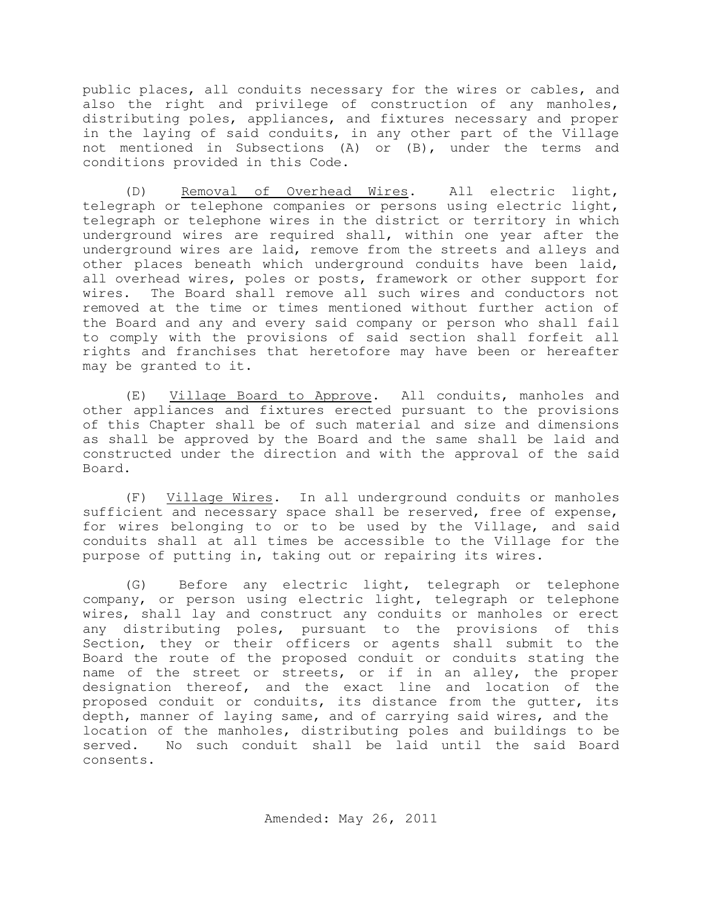public places, all conduits necessary for the wires or cables, and also the right and privilege of construction of any manholes, distributing poles, appliances, and fixtures necessary and proper in the laying of said conduits, in any other part of the Village not mentioned in Subsections (A) or (B), under the terms and conditions provided in this Code.

(D) Removal of Overhead Wires. All electric light, telegraph or telephone companies or persons using electric light, telegraph or telephone wires in the district or territory in which underground wires are required shall, within one year after the underground wires are laid, remove from the streets and alleys and other places beneath which underground conduits have been laid, all overhead wires, poles or posts, framework or other support for wires. The Board shall remove all such wires and conductors not removed at the time or times mentioned without further action of the Board and any and every said company or person who shall fail to comply with the provisions of said section shall forfeit all rights and franchises that heretofore may have been or hereafter may be granted to it.

(E) Village Board to Approve. All conduits, manholes and other appliances and fixtures erected pursuant to the provisions of this Chapter shall be of such material and size and dimensions as shall be approved by the Board and the same shall be laid and constructed under the direction and with the approval of the said Board.

(F) Village Wires. In all underground conduits or manholes sufficient and necessary space shall be reserved, free of expense, for wires belonging to or to be used by the Village, and said conduits shall at all times be accessible to the Village for the purpose of putting in, taking out or repairing its wires.

(G) Before any electric light, telegraph or telephone company, or person using electric light, telegraph or telephone wires, shall lay and construct any conduits or manholes or erect any distributing poles, pursuant to the provisions of this Section, they or their officers or agents shall submit to the Board the route of the proposed conduit or conduits stating the name of the street or streets, or if in an alley, the proper designation thereof, and the exact line and location of the proposed conduit or conduits, its distance from the gutter, its depth, manner of laying same, and of carrying said wires, and the location of the manholes, distributing poles and buildings to be served. No such conduit shall be laid until the said Board consents.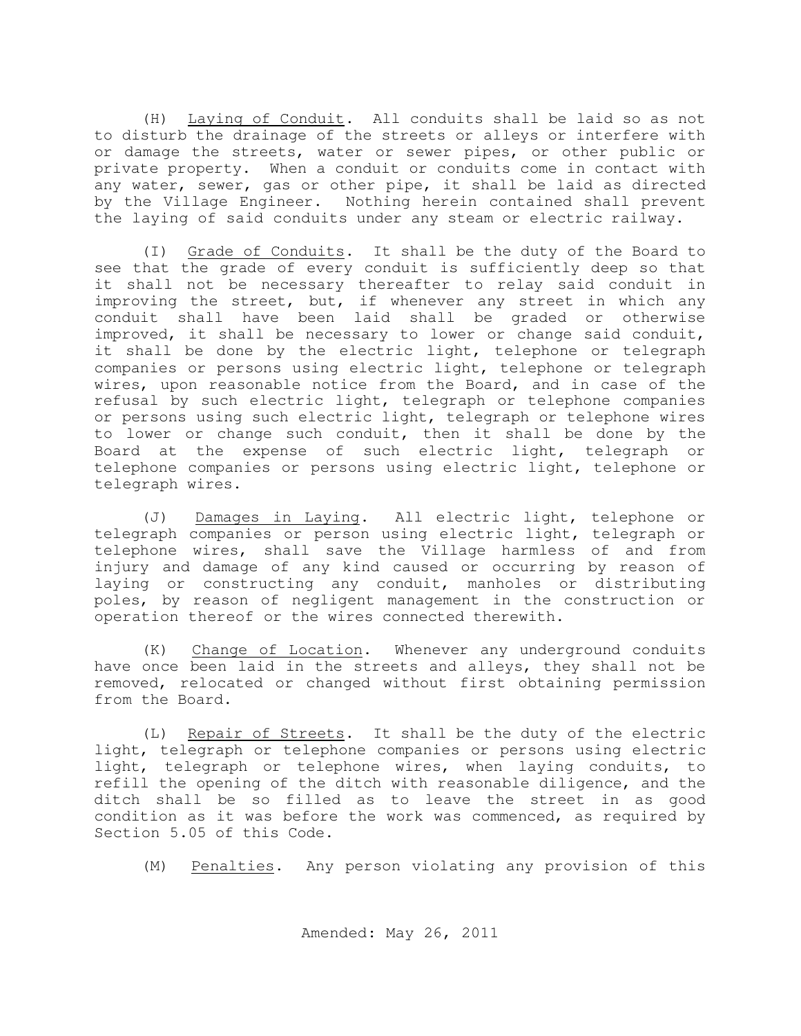(H) Laying of Conduit. All conduits shall be laid so as not to disturb the drainage of the streets or alleys or interfere with or damage the streets, water or sewer pipes, or other public or private property. When a conduit or conduits come in contact with any water, sewer, gas or other pipe, it shall be laid as directed by the Village Engineer. Nothing herein contained shall prevent the laying of said conduits under any steam or electric railway.

(I) Grade of Conduits. It shall be the duty of the Board to see that the grade of every conduit is sufficiently deep so that it shall not be necessary thereafter to relay said conduit in improving the street, but, if whenever any street in which any conduit shall have been laid shall be graded or otherwise improved, it shall be necessary to lower or change said conduit, it shall be done by the electric light, telephone or telegraph companies or persons using electric light, telephone or telegraph wires, upon reasonable notice from the Board, and in case of the refusal by such electric light, telegraph or telephone companies or persons using such electric light, telegraph or telephone wires to lower or change such conduit, then it shall be done by the Board at the expense of such electric light, telegraph or telephone companies or persons using electric light, telephone or telegraph wires.

(J) Damages in Laying. All electric light, telephone or telegraph companies or person using electric light, telegraph or telephone wires, shall save the Village harmless of and from injury and damage of any kind caused or occurring by reason of laying or constructing any conduit, manholes or distributing poles, by reason of negligent management in the construction or operation thereof or the wires connected therewith.

(K) Change of Location. Whenever any underground conduits have once been laid in the streets and alleys, they shall not be removed, relocated or changed without first obtaining permission from the Board.

(L) Repair of Streets. It shall be the duty of the electric light, telegraph or telephone companies or persons using electric light, telegraph or telephone wires, when laying conduits, to refill the opening of the ditch with reasonable diligence, and the ditch shall be so filled as to leave the street in as good condition as it was before the work was commenced, as required by Section 5.05 of this Code.

(M) Penalties. Any person violating any provision of this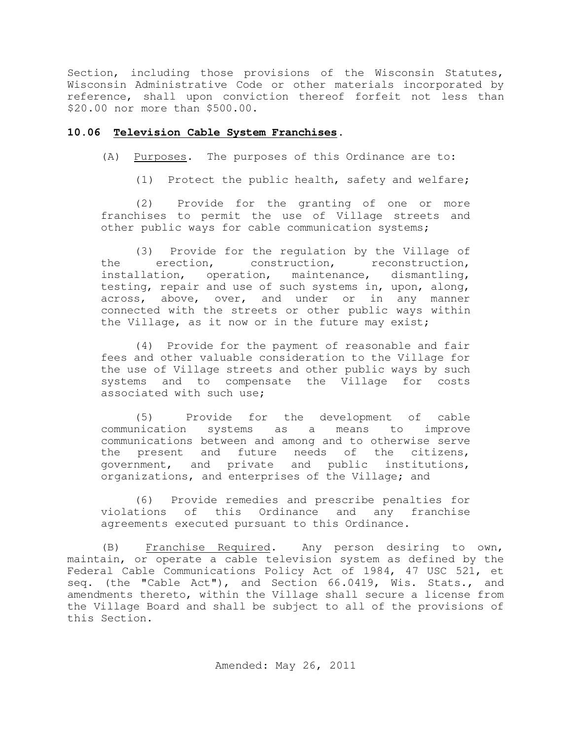Section, including those provisions of the Wisconsin Statutes, Wisconsin Administrative Code or other materials incorporated by reference, shall upon conviction thereof forfeit not less than $20.00 nor more than $500.00.

## 10.06 Television Cable System Franchises.

(A) Purposes. The purposes of this Ordinance are to:

(1) Protect the public health, safety and welfare;

(2) Provide for the granting of one or more franchises to permit the use of Village streets and other public ways for cable communication systems;

(3) Provide for the regulation by the Village of the erection, construction, reconstruction, installation, operation, maintenance, dismantling, testing, repair and use of such systems in, upon, along, across, above, over, and under or in any manner connected with the streets or other public ways within the Village, as it now or in the future may exist;

(4) Provide for the payment of reasonable and fair fees and other valuable consideration to the Village for the use of Village streets and other public ways by such systems and to compensate the Village for costs associated with such use;

(5) Provide for the development of cable communication systems as a means to improve communications between and among and to otherwise serve the present and future needs of the citizens, government, and private and public institutions, organizations, and enterprises of the Village; and

(6) Provide remedies and prescribe penalties for violations of this Ordinance and any franchise agreements executed pursuant to this Ordinance.

(B) Franchise Required. Any person desiring to own, maintain, or operate a cable television system as defined by the Federal Cable Communications Policy Act of 1984, 47 USC 521, et seq. (the "Cable Act"), and Section 66.0419, Wis. Stats., and amendments thereto, within the Village shall secure a license from the Village Board and shall be subject to all of the provisions of this Section.

Amended: May 26, 2011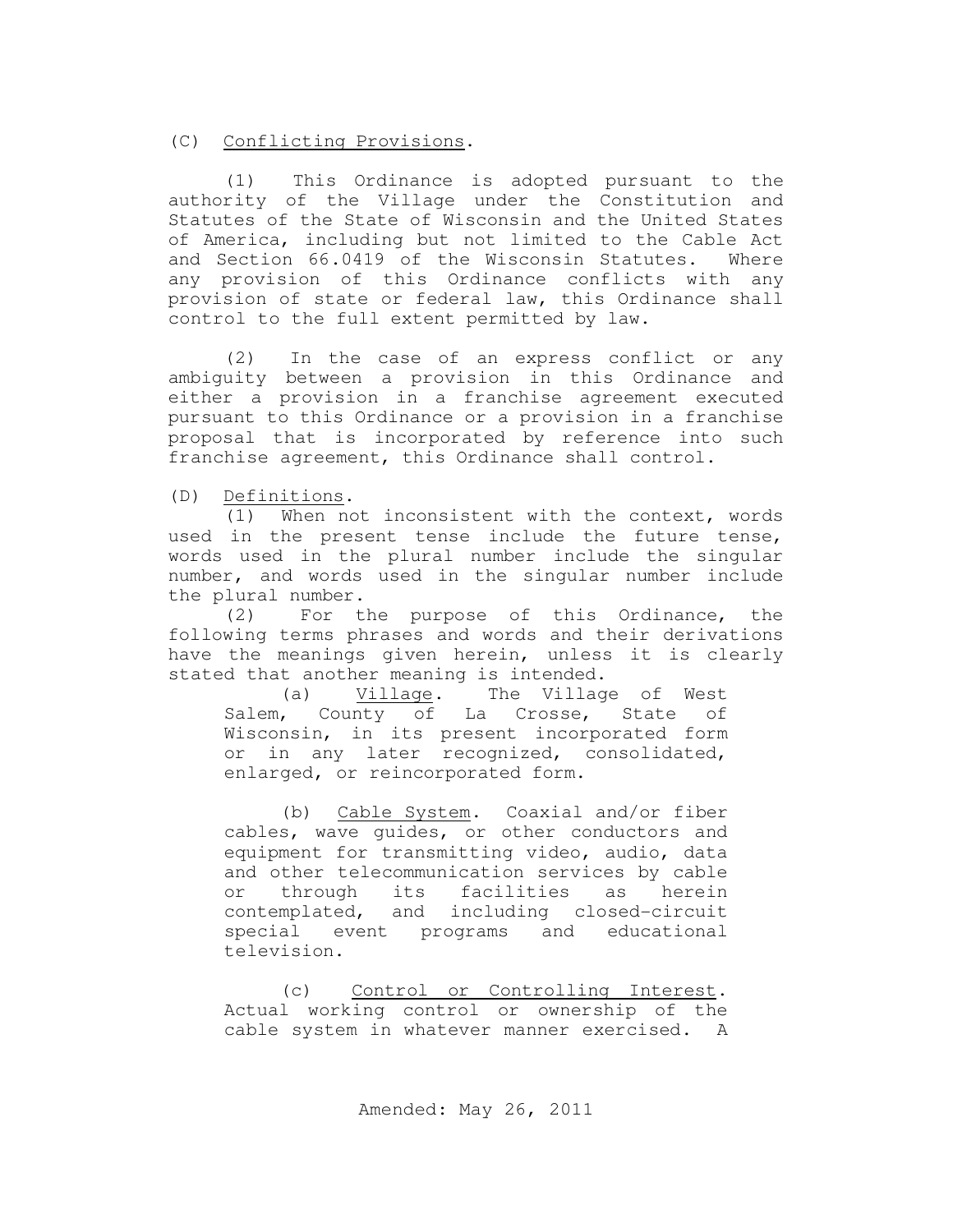(C) Conflicting Provisions.

(1) This Ordinance is adopted pursuant to the authority of the Village under the Constitution and Statutes of the State of Wisconsin and the United States of America, including but not limited to the Cable Act and Section 66.0419 of the Wisconsin Statutes. Where any provision of this Ordinance conflicts with any provision of state or federal law, this Ordinance shall control to the full extent permitted by law.

(2) In the case of an express conflict or any ambiguity between a provision in this Ordinance and either a provision in a franchise agreement executed pursuant to this Ordinance or a provision in a franchise proposal that is incorporated by reference into such franchise agreement, this Ordinance shall control.

(D) Definitions.

(1) When not inconsistent with the context, words used in the present tense include the future tense, words used in the plural number include the singular number, and words used in the singular number include the plural number.

(2) For the purpose of this Ordinance, the following terms phrases and words and their derivations have the meanings given herein, unless it is clearly stated that another meaning is intended.

(a) Village. The Village of West Salem, County of La Crosse, State of Wisconsin, in its present incorporated form or in any later recognized, consolidated, enlarged, or reincorporated form.

(b) Cable System. Coaxial and/or fiber cables, wave guides, or other conductors and equipment for transmitting video, audio, data and other telecommunication services by cable or through its facilities as herein contemplated, and including closed-circuit special event programs and educational television.

(c) Control or Controlling Interest. Actual working control or ownership of the cable system in whatever manner exercised. A

Amended: May 26, 2011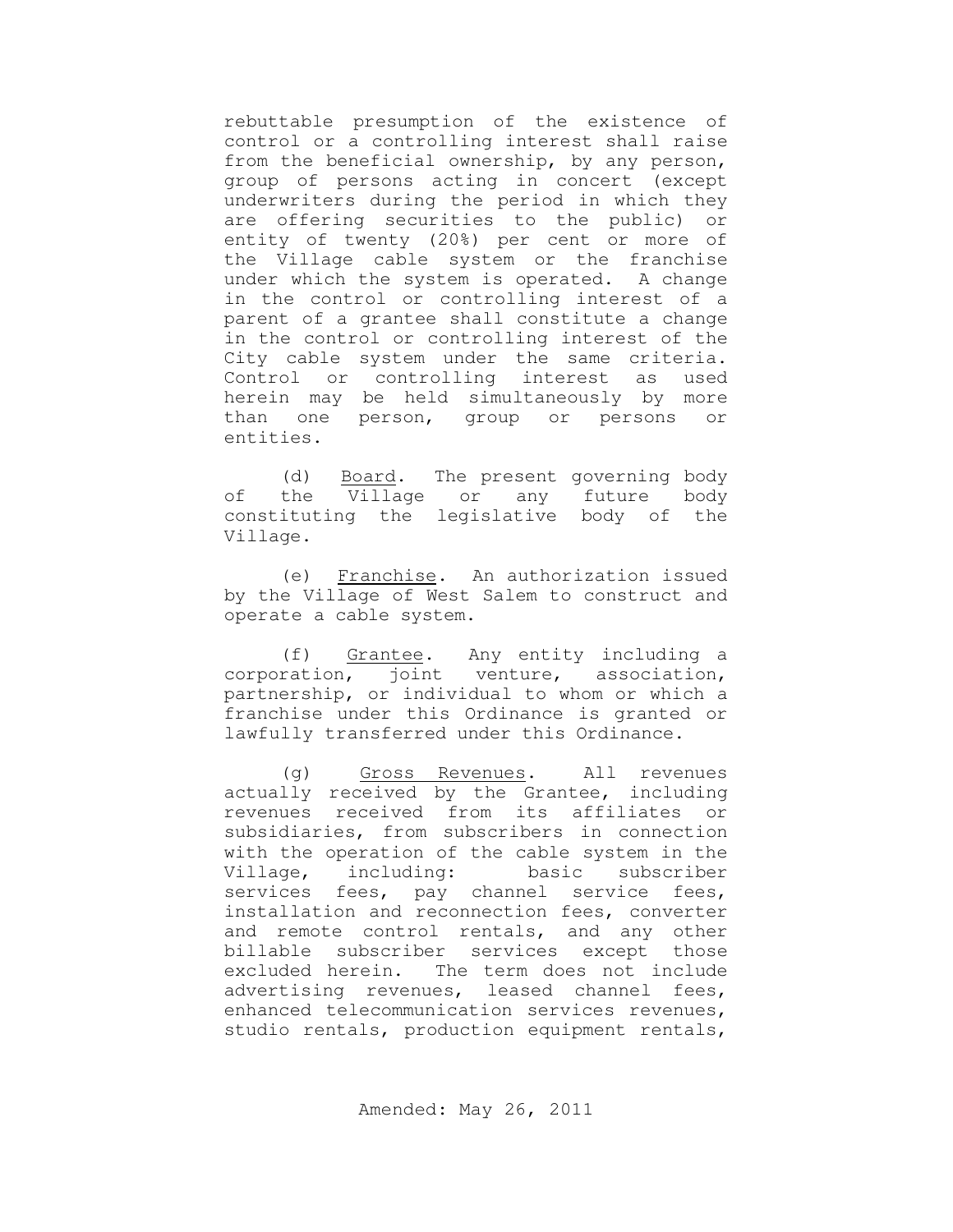rebuttable presumption of the existence of control or a controlling interest shall raise from the beneficial ownership, by any person, group of persons acting in concert (except underwriters during the period in which they are offering securities to the public) or entity of twenty (20%) per cent or more of the Village cable system or the franchise under which the system is operated. A change in the control or controlling interest of a parent of a grantee shall constitute a change in the control or controlling interest of the City cable system under the same criteria. Control or controlling interest as used herein may be held simultaneously by more than one person, group or persons or entities.

(d) Board. The present governing body of the Village or any future body constituting the legislative body of the Village.

(e) Franchise. An authorization issued by the Village of West Salem to construct and operate a cable system.

(f) Grantee. Any entity including a corporation, joint venture, association, partnership, or individual to whom or which a franchise under this Ordinance is granted or lawfully transferred under this Ordinance.

(g) Gross Revenues. All revenues actually received by the Grantee, including revenues received from its affiliates or subsidiaries, from subscribers in connection with the operation of the cable system in the Village, including: basic subscriber services fees, pay channel service fees, installation and reconnection fees, converter and remote control rentals, and any other billable subscriber services except those excluded herein. The term does not include advertising revenues, leased channel fees, enhanced telecommunication services revenues, studio rentals, production equipment rentals,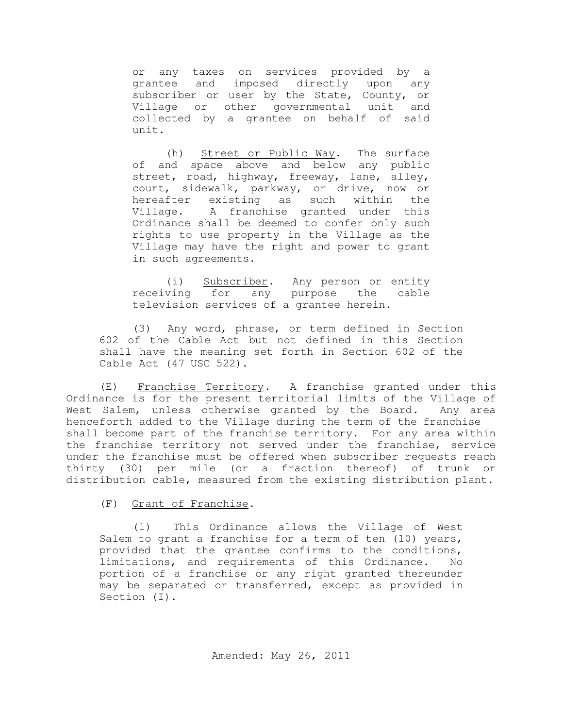or any taxes on services provided by a grantee and imposed directly upon any subscriber or user by the State, County, or Village or other governmental unit and collected by a grantee on behalf of said unit.

(h) Street or Public Way. The surface of and space above and below any public street, road, highway, freeway, lane, alley, court, sidewalk, parkway, or drive, now or hereafter existing as such within the Village. A franchise granted under this Ordinance shall be deemed to confer only such rights to use property in the Village as the Village may have the right and power to grant in such agreements.

(i) Subscriber. Any person or entity receiving for any purpose the cable television services of a grantee herein.

(3) Any word, phrase, or term defined in Section 602 of the Cable Act but not defined in this Section shall have the meaning set forth in Section 602 of the Cable Act (47 USC 522).

(E) Franchise Territory. A franchise granted under this Ordinance is for the present territorial limits of the Village of West Salem, unless otherwise granted by the Board. Any area henceforth added to the Village during the term of the franchise shall become part of the franchise territory. For any area within the franchise territory not served under the franchise, service under the franchise must be offered when subscriber requests reach thirty (30) per mile (or a fraction thereof) of trunk or distribution cable, measured from the existing distribution plant.

(F) Grant of Franchise.

(1) This Ordinance allows the Village of West Salem to grant a franchise for a term of ten (10) years, provided that the grantee confirms to the conditions, limitations, and requirements of this Ordinance. No portion of a franchise or any right granted thereunder may be separated or transferred, except as provided in Section (I).

Amended: May 26, 2011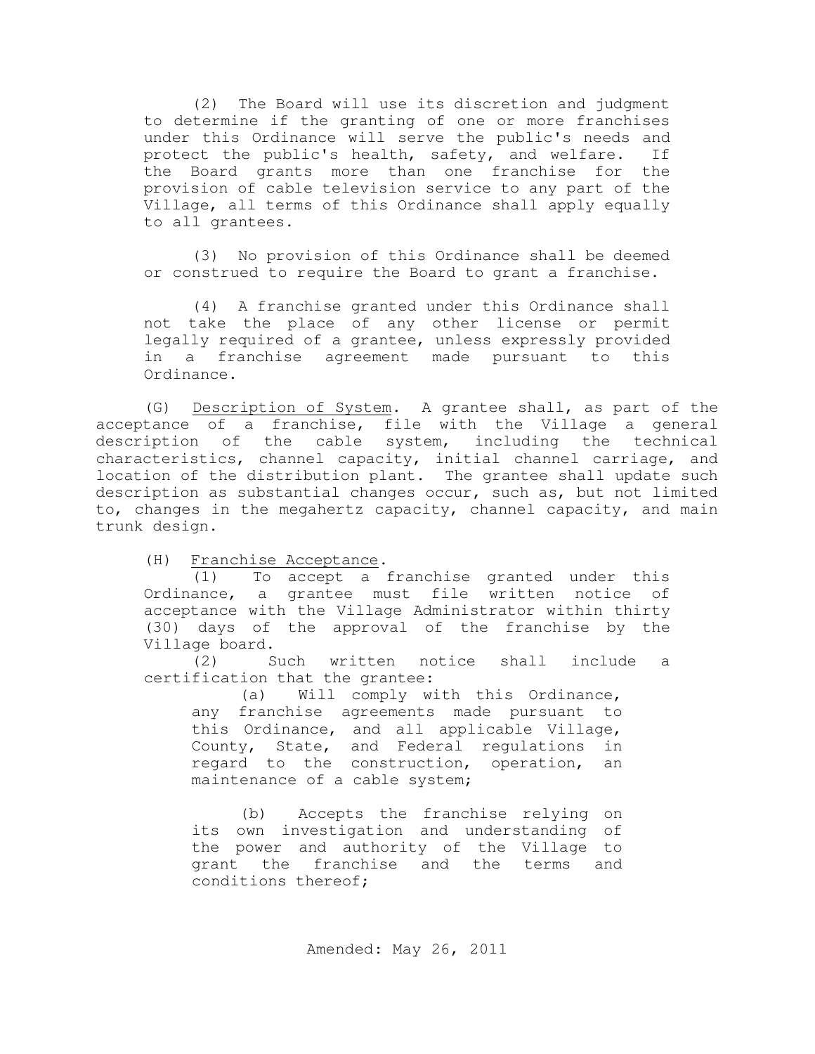(2) The Board will use its discretion and judgment to determine if the granting of one or more franchises under this Ordinance will serve the public's needs and protect the public's health, safety, and welfare. If the Board grants more than one franchise for the provision of cable television service to any part of the Village, all terms of this Ordinance shall apply equally to all grantees.

(3) No provision of this Ordinance shall be deemed or construed to require the Board to grant a franchise.

(4) A franchise granted under this Ordinance shall not take the place of any other license or permit legally required of a grantee, unless expressly provided in a franchise agreement made pursuant to this Ordinance.

(G) Description of System. A grantee shall, as part of the acceptance of a franchise, file with the Village a general description of the cable system, including the technical characteristics, channel capacity, initial channel carriage, and location of the distribution plant. The grantee shall update such description as substantial changes occur, such as, but not limited to, changes in the megahertz capacity, channel capacity, and main trunk design.

(H) Franchise Acceptance.

(1) To accept a franchise granted under this Ordinance, a grantee must file written notice of acceptance with the Village Administrator within thirty (30) days of the approval of the franchise by the Village board.

(2) Such written notice shall include a certification that the grantee:

(a) Will comply with this Ordinance, any franchise agreements made pursuant to this Ordinance, and all applicable Village, County, State, and Federal regulations in regard to the construction, operation, an maintenance of a cable system;

(b) Accepts the franchise relying on its own investigation and understanding of the power and authority of the Village to grant the franchise and the terms and conditions thereof;

Amended: May 26, 2011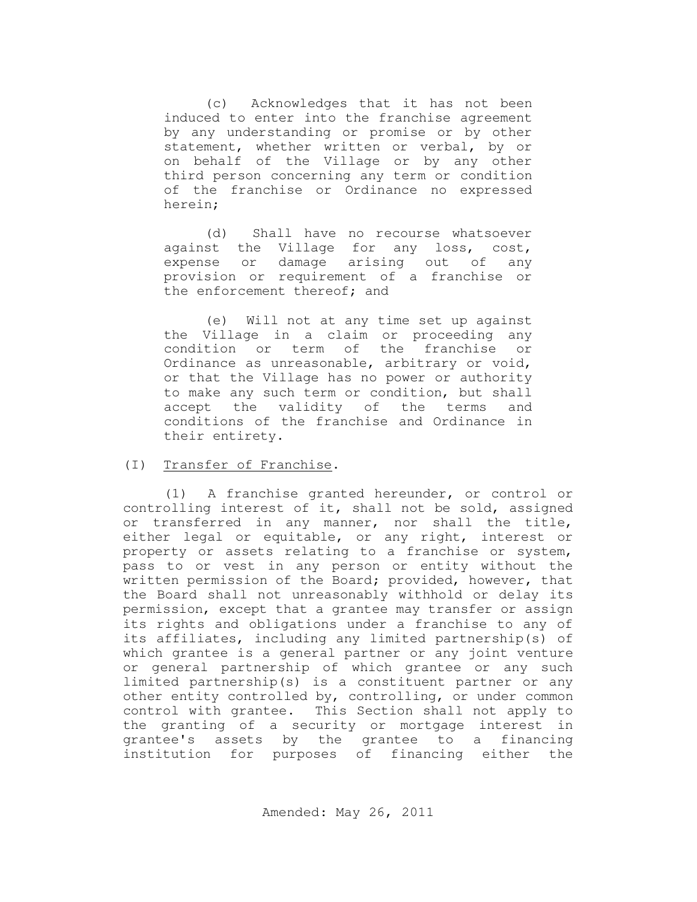(c) Acknowledges that it has not been induced to enter into the franchise agreement by any understanding or promise or by other statement, whether written or verbal, by or on behalf of the Village or by any other third person concerning any term or condition of the franchise or Ordinance no expressed herein;

(d) Shall have no recourse whatsoever against the Village for any loss, cost, expense or damage arising out of any provision or requirement of a franchise or the enforcement thereof; and

(e) Will not at any time set up against the Village in a claim or proceeding any condition or term of the franchise or Ordinance as unreasonable, arbitrary or void, or that the Village has no power or authority to make any such term or condition, but shall accept the validity of the terms and conditions of the franchise and Ordinance in their entirety.

(I) Transfer of Franchise.

(1) A franchise granted hereunder, or control or controlling interest of it, shall not be sold, assigned or transferred in any manner, nor shall the title, either legal or equitable, or any right, interest or property or assets relating to a franchise or system, pass to or vest in any person or entity without the written permission of the Board; provided, however, that the Board shall not unreasonably withhold or delay its permission, except that a grantee may transfer or assign its rights and obligations under a franchise to any of its affiliates, including any limited partnership(s) of which grantee is a general partner or any joint venture or general partnership of which grantee or any such limited partnership(s) is a constituent partner or any other entity controlled by, controlling, or under common control with grantee. This Section shall not apply to the granting of a security or mortgage interest in grantee's assets by the grantee to a financing institution for purposes of financing either the

Amended: May 26, 2011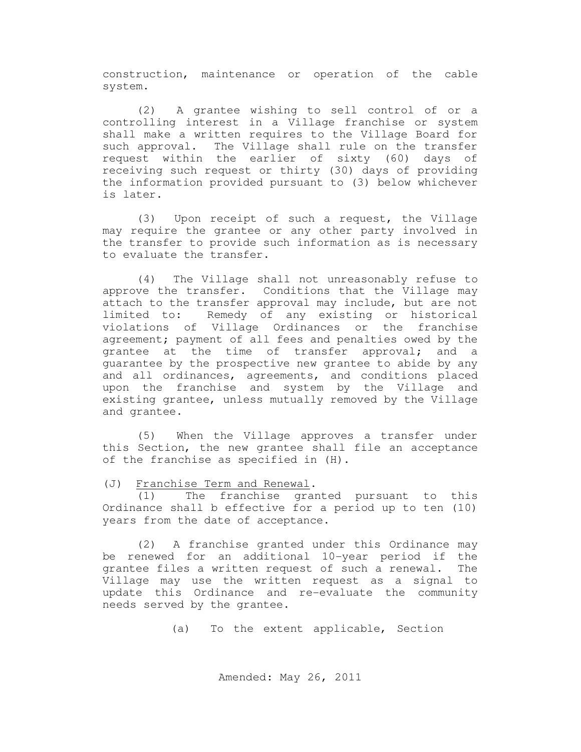construction, maintenance or operation of the cable system.

(2) A grantee wishing to sell control of or a controlling interest in a Village franchise or system shall make a written requires to the Village Board for such approval. The Village shall rule on the transfer request within the earlier of sixty (60) days of receiving such request or thirty (30) days of providing the information provided pursuant to (3) below whichever is later.

(3) Upon receipt of such a request, the Village may require the grantee or any other party involved in the transfer to provide such information as is necessary to evaluate the transfer.

(4) The Village shall not unreasonably refuse to approve the transfer. Conditions that the Village may attach to the transfer approval may include, but are not limited to: Remedy of any existing or historical violations of Village Ordinances or the franchise agreement; payment of all fees and penalties owed by the grantee at the time of transfer approval; and a guarantee by the prospective new grantee to abide by any and all ordinances, agreements, and conditions placed upon the franchise and system by the Village and existing grantee, unless mutually removed by the Village and grantee.

(5) When the Village approves a transfer under this Section, the new grantee shall file an acceptance of the franchise as specified in (H).

(J) <u>Franchise Term and Renewal</u>.

(1) The franchise granted pursuant to this Ordinance shall b effective for a period up to ten (10) years from the date of acceptance.

(2) A franchise granted under this Ordinance may be renewed for an additional 10-year period if the grantee files a written request of such a renewal. The Village may use the written request as a signal to update this Ordinance and re-evaluate the community needs served by the grantee.

(a) To the extent applicable, Section

Amended: May 26, 2011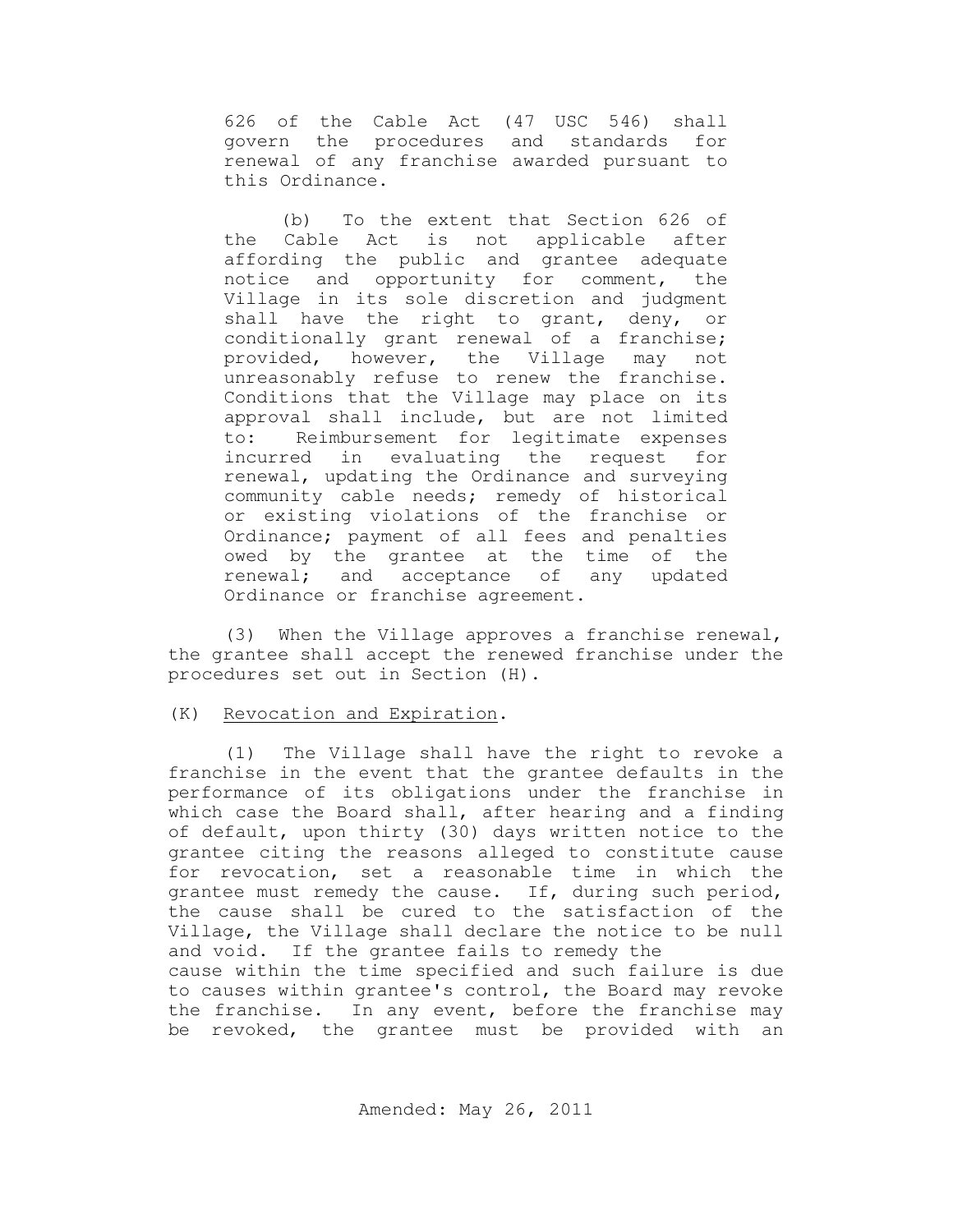626 of the Cable Act (47 USC 546) shall govern the procedures and standards for renewal of any franchise awarded pursuant to this Ordinance.

(b) To the extent that Section 626 of the Cable Act is not applicable after affording the public and grantee adequate notice and opportunity for comment, the Village in its sole discretion and judgment shall have the right to grant, deny, or conditionally grant renewal of a franchise; provided, however, the Village may not unreasonably refuse to renew the franchise. Conditions that the Village may place on its approval shall include, but are not limited to: Reimbursement for legitimate expenses incurred in evaluating the request for renewal, updating the Ordinance and surveying community cable needs; remedy of historical or existing violations of the franchise or Ordinance; payment of all fees and penalties owed by the grantee at the time of the renewal; and acceptance of any updated Ordinance or franchise agreement.

(3) When the Village approves a franchise renewal, the grantee shall accept the renewed franchise under the procedures set out in Section (H).

(K) Revocation and Expiration.

(1) The Village shall have the right to revoke a franchise in the event that the grantee defaults in the performance of its obligations under the franchise in which case the Board shall, after hearing and a finding of default, upon thirty (30) days written notice to the grantee citing the reasons alleged to constitute cause for revocation, set a reasonable time in which the grantee must remedy the cause. If, during such period, the cause shall be cured to the satisfaction of the Village, the Village shall declare the notice to be null and void. If the grantee fails to remedy the cause within the time specified and such failure is due to causes within grantee's control, the Board may revoke the franchise. In any event, before the franchise may be revoked, the grantee must be provided with an

Amended: May 26, 2011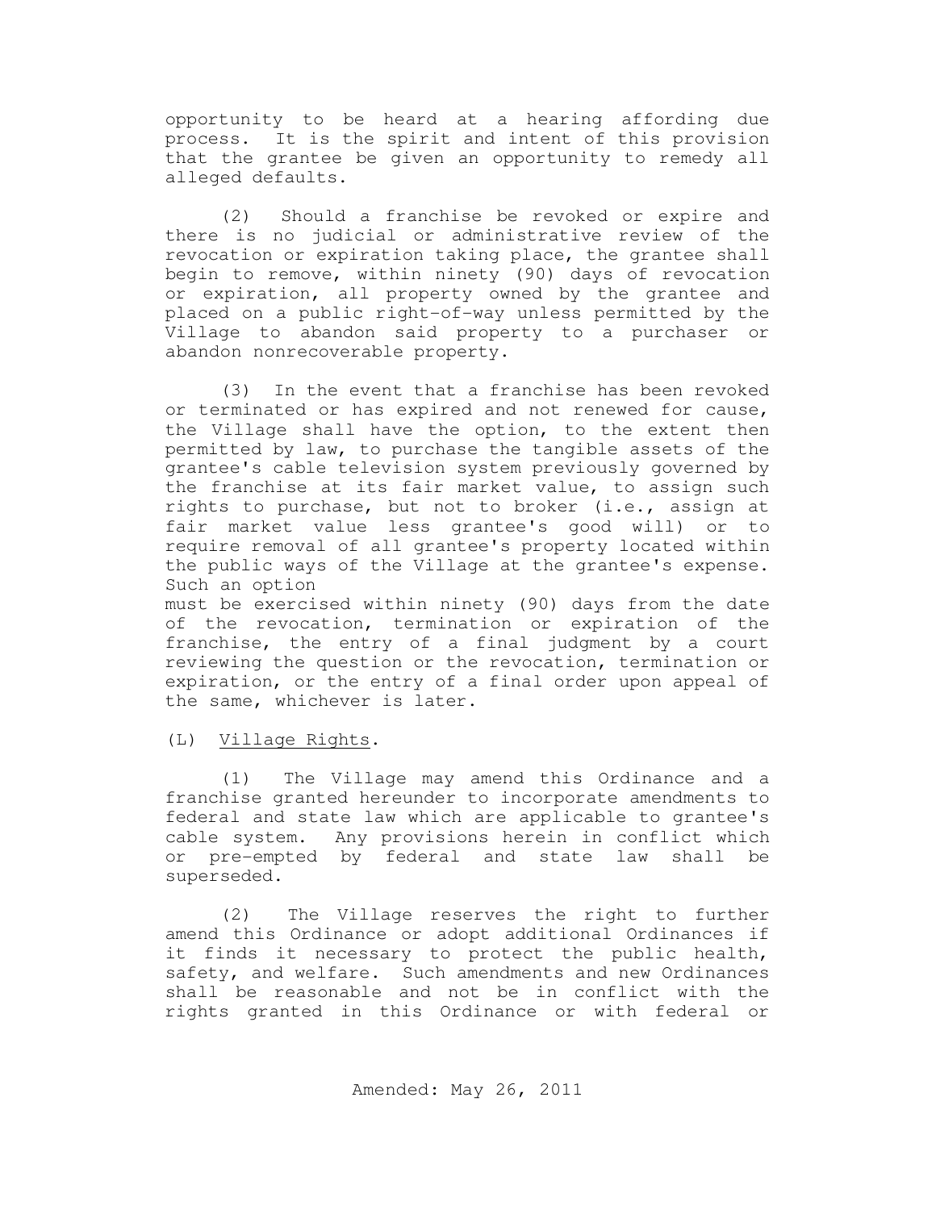opportunity to be heard at a hearing affording due process. It is the spirit and intent of this provision that the grantee be given an opportunity to remedy all alleged defaults.

(2) Should a franchise be revoked or expire and there is no judicial or administrative review of the revocation or expiration taking place, the grantee shall begin to remove, within ninety (90) days of revocation or expiration, all property owned by the grantee and placed on a public right-of-way unless permitted by the Village to abandon said property to a purchaser or abandon nonrecoverable property.

(3) In the event that a franchise has been revoked or terminated or has expired and not renewed for cause, the Village shall have the option, to the extent then permitted by law, to purchase the tangible assets of the grantee's cable television system previously governed by the franchise at its fair market value, to assign such rights to purchase, but not to broker (i.e., assign at fair market value less grantee's good will) or to require removal of all grantee's property located within the public ways of the Village at the grantee's expense. Such an option must be exercised within ninety (90) days from the date of the revocation, termination or expiration of the franchise, the entry of a final judgment by a court reviewing the question or the revocation, termination or expiration, or the entry of a final order upon appeal of the same, whichever is later.

(L) Village Rights.

(1) The Village may amend this Ordinance and a franchise granted hereunder to incorporate amendments to federal and state law which are applicable to grantee's cable system. Any provisions herein in conflict which or pre-empted by federal and state law shall be superseded.

(2) The Village reserves the right to further amend this Ordinance or adopt additional Ordinances if it finds it necessary to protect the public health, safety, and welfare. Such amendments and new Ordinances shall be reasonable and not be in conflict with the rights granted in this Ordinance or with federal or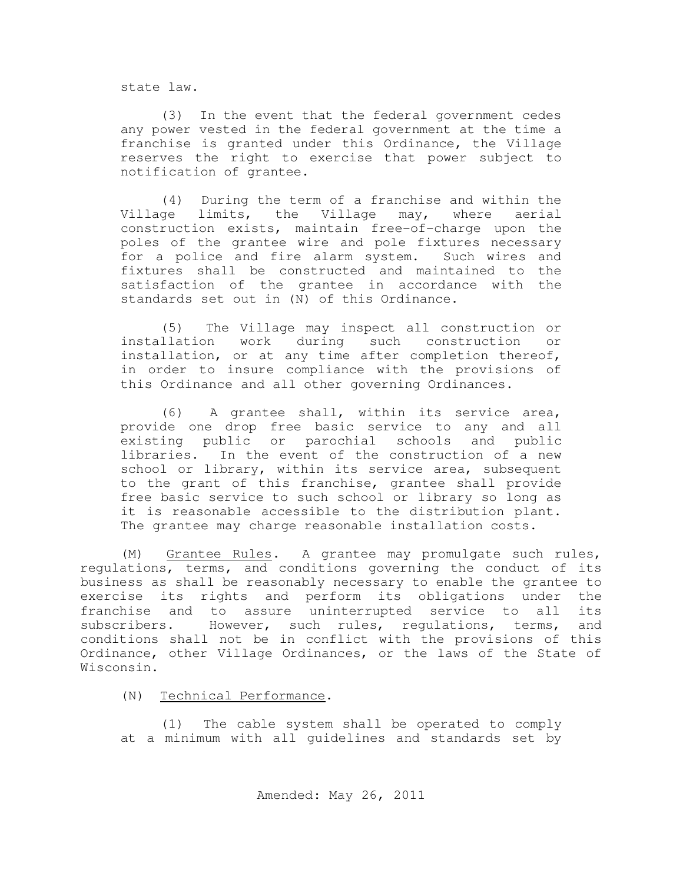state law.

(3) In the event that the federal government cedes any power vested in the federal government at the time a franchise is granted under this Ordinance, the Village reserves the right to exercise that power subject to notification of grantee.

(4) During the term of a franchise and within the Village limits, the Village may, where aerial construction exists, maintain free-of-charge upon the poles of the grantee wire and pole fixtures necessary for a police and fire alarm system. Such wires and fixtures shall be constructed and maintained to the satisfaction of the grantee in accordance with the standards set out in (N) of this Ordinance.

(5) The Village may inspect all construction or installation work during such construction or installation, or at any time after completion thereof, in order to insure compliance with the provisions of this Ordinance and all other governing Ordinances.

(6) A grantee shall, within its service area, provide one drop free basic service to any and all existing public or parochial schools and public libraries. In the event of the construction of a new school or library, within its service area, subsequent to the grant of this franchise, grantee shall provide free basic service to such school or library so long as it is reasonable accessible to the distribution plant. The grantee may charge reasonable installation costs.

(M) Grantee Rules. A grantee may promulgate such rules, regulations, terms, and conditions governing the conduct of its business as shall be reasonably necessary to enable the grantee to exercise its rights and perform its obligations under the franchise and to assure uninterrupted service to all its subscribers. However, such rules, regulations, terms, and conditions shall not be in conflict with the provisions of this Ordinance, other Village Ordinances, or the laws of the State of Wisconsin.

(N) Technical Performance.

(1) The cable system shall be operated to comply at a minimum with all guidelines and standards set by

Amended: May 26, 2011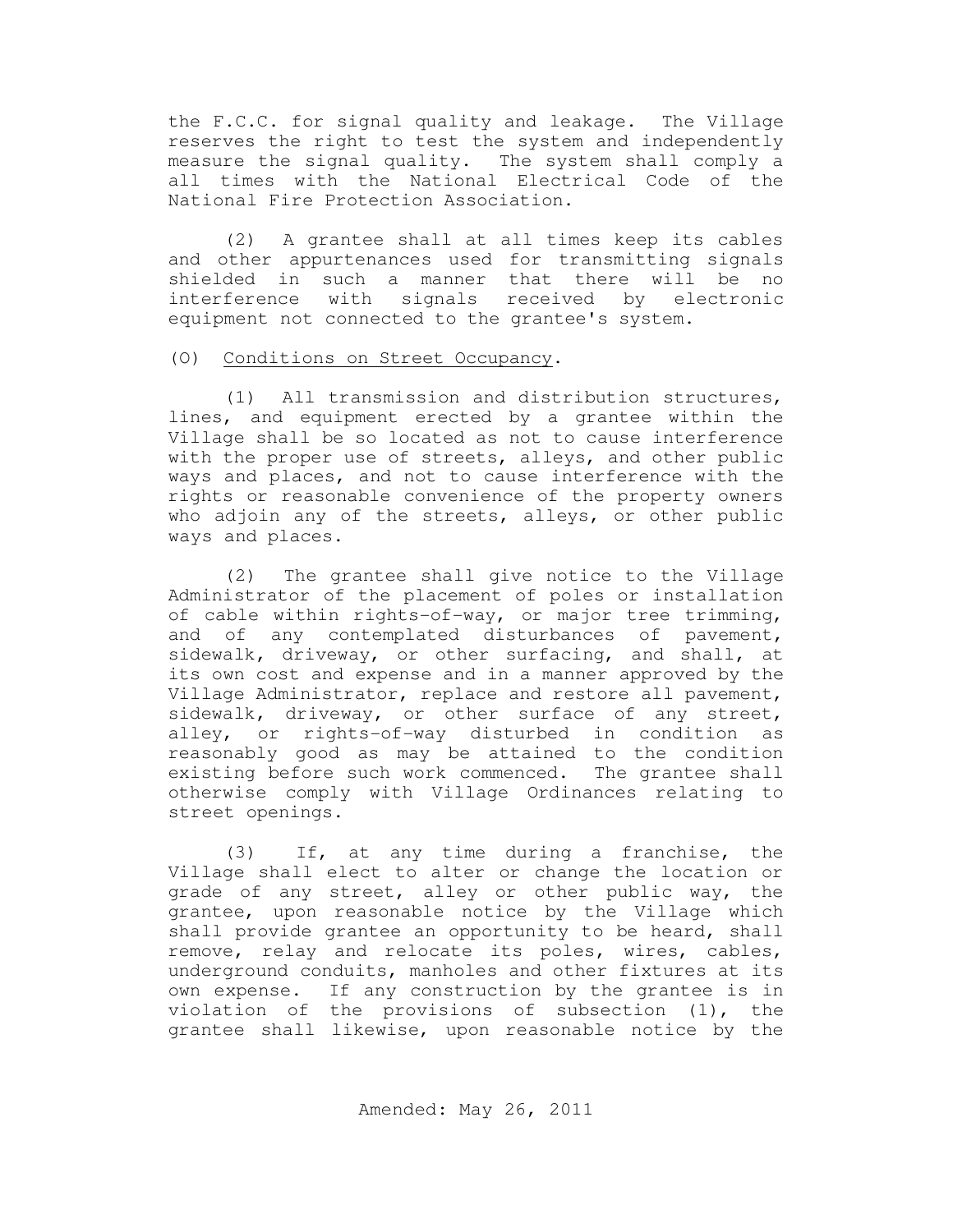the F.C.C. for signal quality and leakage. The Village reserves the right to test the system and independently measure the signal quality. The system shall comply a all times with the National Electrical Code of the National Fire Protection Association.

(2) A grantee shall at all times keep its cables and other appurtenances used for transmitting signals shielded in such a manner that there will be no interference with signals received by electronic equipment not connected to the grantee's system.

(O) Conditions on Street Occupancy.

(1) All transmission and distribution structures, lines, and equipment erected by a grantee within the Village shall be so located as not to cause interference with the proper use of streets, alleys, and other public ways and places, and not to cause interference with the rights or reasonable convenience of the property owners who adjoin any of the streets, alleys, or other public ways and places.

(2) The grantee shall give notice to the Village Administrator of the placement of poles or installation of cable within rights-of-way, or major tree trimming, and of any contemplated disturbances of pavement, sidewalk, driveway, or other surfacing, and shall, at its own cost and expense and in a manner approved by the Village Administrator, replace and restore all pavement, sidewalk, driveway, or other surface of any street, alley, or rights-of-way disturbed in condition as reasonably good as may be attained to the condition existing before such work commenced. The grantee shall otherwise comply with Village Ordinances relating to street openings.

(3) If, at any time during a franchise, the Village shall elect to alter or change the location or grade of any street, alley or other public way, the grantee, upon reasonable notice by the Village which shall provide grantee an opportunity to be heard, shall remove, relay and relocate its poles, wires, cables, underground conduits, manholes and other fixtures at its own expense. If any construction by the grantee is in violation of the provisions of subsection (1), the grantee shall likewise, upon reasonable notice by the

Amended: May 26, 2011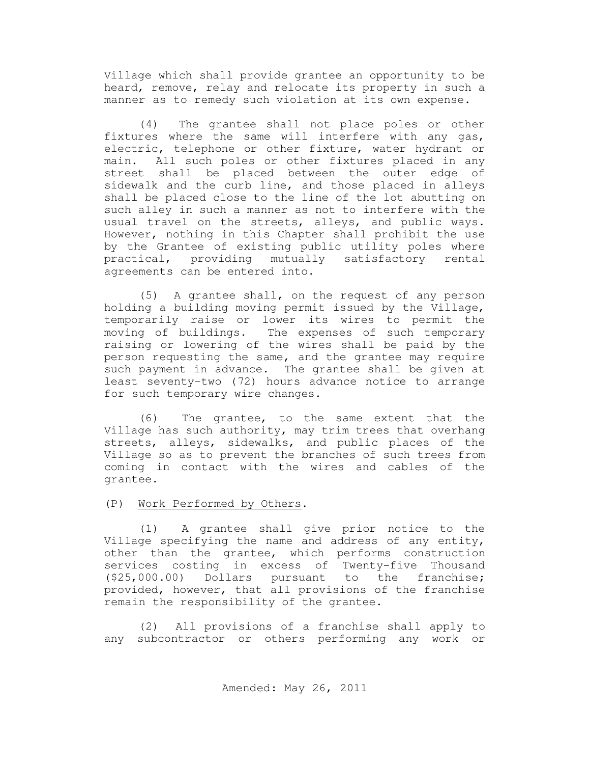Village which shall provide grantee an opportunity to be heard, remove, relay and relocate its property in such a manner as to remedy such violation at its own expense.

(4) The grantee shall not place poles or other fixtures where the same will interfere with any gas, electric, telephone or other fixture, water hydrant or main. All such poles or other fixtures placed in any street shall be placed between the outer edge of sidewalk and the curb line, and those placed in alleys shall be placed close to the line of the lot abutting on such alley in such a manner as not to interfere with the usual travel on the streets, alleys, and public ways. However, nothing in this Chapter shall prohibit the use by the Grantee of existing public utility poles where practical, providing mutually satisfactory rental agreements can be entered into.

(5) A grantee shall, on the request of any person holding a building moving permit issued by the Village, temporarily raise or lower its wires to permit the moving of buildings. The expenses of such temporary raising or lowering of the wires shall be paid by the person requesting the same, and the grantee may require such payment in advance. The grantee shall be given at least seventy-two (72) hours advance notice to arrange for such temporary wire changes.

(6) The grantee, to the same extent that the Village has such authority, may trim trees that overhang streets, alleys, sidewalks, and public places of the Village so as to prevent the branches of such trees from coming in contact with the wires and cables of the grantee.

(P) Work Performed by Others.

(1) A grantee shall give prior notice to the Village specifying the name and address of any entity, other than the grantee, which performs construction services costing in excess of Twenty-five Thousand ($25,000.00) Dollars pursuant to the franchise; provided, however, that all provisions of the franchise remain the responsibility of the grantee.

(2) All provisions of a franchise shall apply to any subcontractor or others performing any work or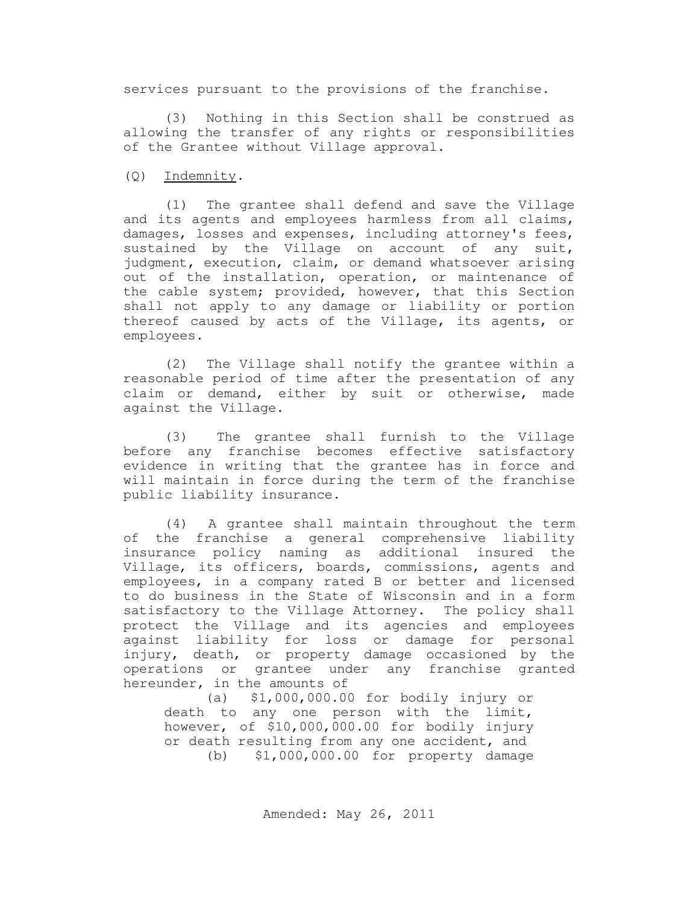services pursuant to the provisions of the franchise.

(3) Nothing in this Section shall be construed as allowing the transfer of any rights or responsibilities of the Grantee without Village approval.

(Q) Indemnity.

(1) The grantee shall defend and save the Village and its agents and employees harmless from all claims, damages, losses and expenses, including attorney's fees, sustained by the Village on account of any suit, judgment, execution, claim, or demand whatsoever arising out of the installation, operation, or maintenance of the cable system; provided, however, that this Section shall not apply to any damage or liability or portion thereof caused by acts of the Village, its agents, or employees.

(2) The Village shall notify the grantee within a reasonable period of time after the presentation of any claim or demand, either by suit or otherwise, made against the Village.

(3) The grantee shall furnish to the Village before any franchise becomes effective satisfactory evidence in writing that the grantee has in force and will maintain in force during the term of the franchise public liability insurance.

(4) A grantee shall maintain throughout the term of the franchise a general comprehensive liability insurance policy naming as additional insured the Village, its officers, boards, commissions, agents and employees, in a company rated B or better and licensed to do business in the State of Wisconsin and in a form satisfactory to the Village Attorney. The policy shall protect the Village and its agencies and employees against liability for loss or damage for personal injury, death, or property damage occasioned by the operations or grantee under any franchise granted hereunder, in the amounts of

(a) $1,000,000.00 for bodily injury or death to any one person with the limit, however, of $10,000,000.00 for bodily injury or death resulting from any one accident, and

(b) $1,000,000.00 for property damage

Amended: May 26, 2011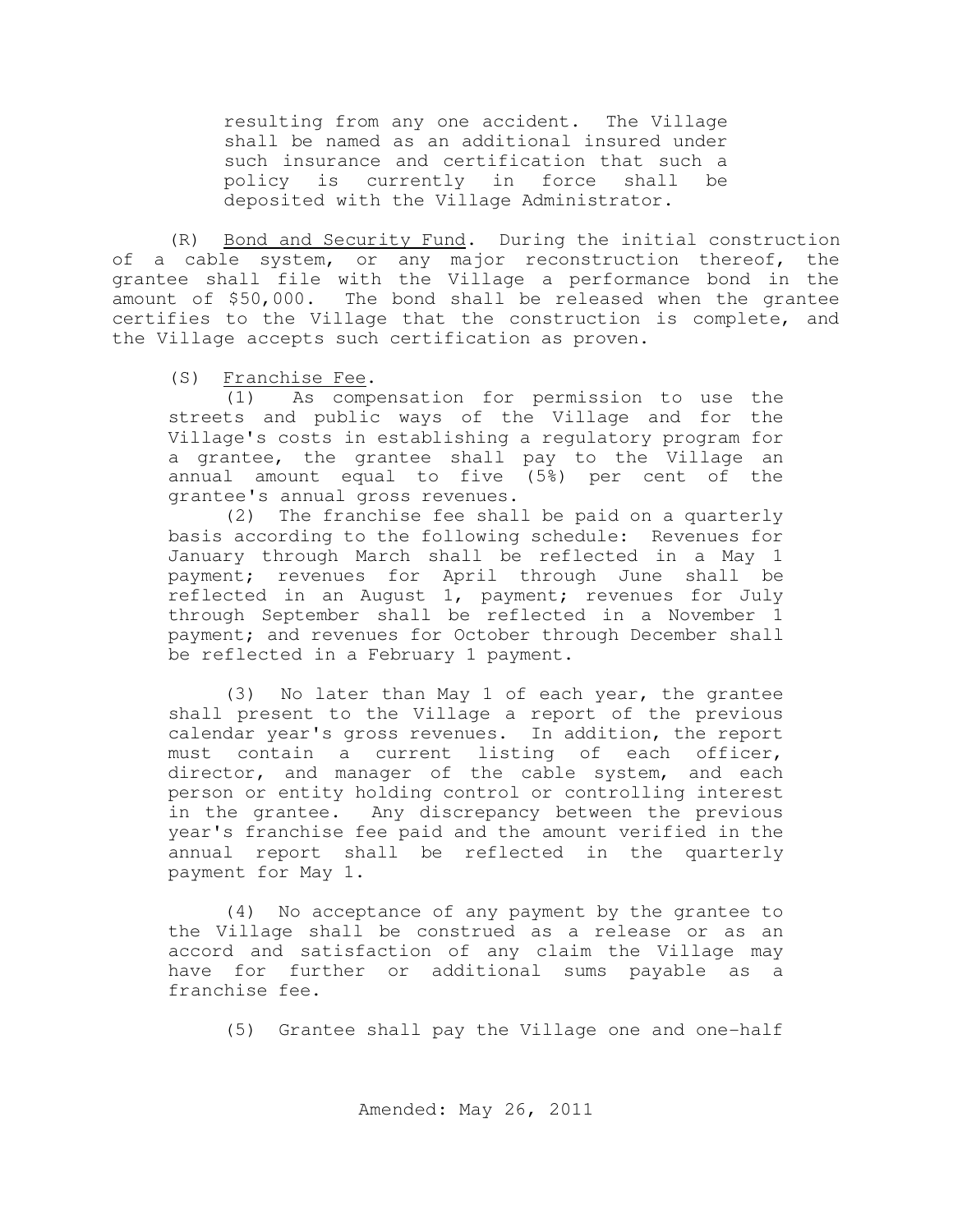resulting from any one accident. The Village shall be named as an additional insured under such insurance and certification that such a policy is currently in force shall be deposited with the Village Administrator.

(R) Bond and Security Fund. During the initial construction of a cable system, or any major reconstruction thereof, the grantee shall file with the Village a performance bond in the amount of $50,000. The bond shall be released when the grantee certifies to the Village that the construction is complete, and the Village accepts such certification as proven.

(S) Franchise Fee.

(1) As compensation for permission to use the streets and public ways of the Village and for the Village's costs in establishing a regulatory program for a grantee, the grantee shall pay to the Village an annual amount equal to five (5%) per cent of the grantee's annual gross revenues.

(2) The franchise fee shall be paid on a quarterly basis according to the following schedule: Revenues for January through March shall be reflected in a May 1 payment; revenues for April through June shall be reflected in an August 1, payment; revenues for July through September shall be reflected in a November 1 payment; and revenues for October through December shall be reflected in a February 1 payment.

(3) No later than May 1 of each year, the grantee shall present to the Village a report of the previous calendar year's gross revenues. In addition, the report must contain a current listing of each officer, director, and manager of the cable system, and each person or entity holding control or controlling interest in the grantee. Any discrepancy between the previous year's franchise fee paid and the amount verified in the annual report shall be reflected in the quarterly payment for May 1.

(4) No acceptance of any payment by the grantee to the Village shall be construed as a release or as an accord and satisfaction of any claim the Village may have for further or additional sums payable as a franchise fee.

(5) Grantee shall pay the Village one and one-half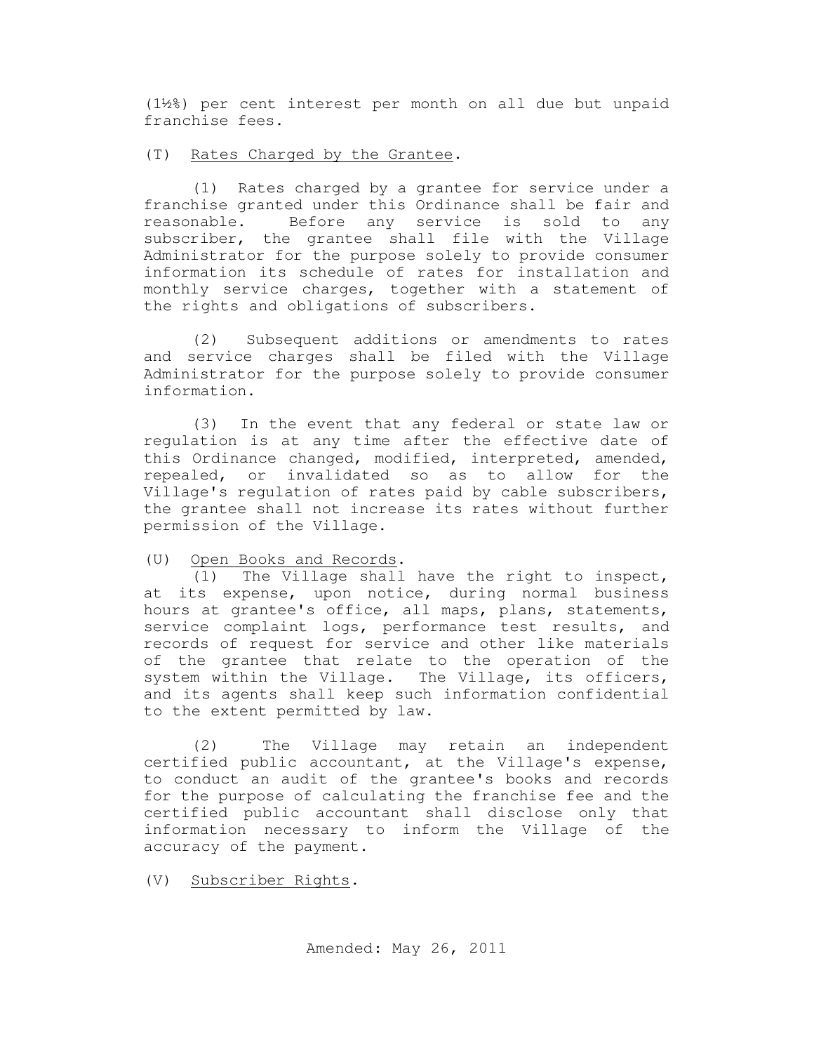(1½%) per cent interest per month on all due but unpaid franchise fees.

(T) Rates Charged by the Grantee.

(1) Rates charged by a grantee for service under a franchise granted under this Ordinance shall be fair and reasonable. Before any service is sold to any subscriber, the grantee shall file with the Village Administrator for the purpose solely to provide consumer information its schedule of rates for installation and monthly service charges, together with a statement of the rights and obligations of subscribers.

(2) Subsequent additions or amendments to rates and service charges shall be filed with the Village Administrator for the purpose solely to provide consumer information.

(3) In the event that any federal or state law or regulation is at any time after the effective date of this Ordinance changed, modified, interpreted, amended, repealed, or invalidated so as to allow for the Village's regulation of rates paid by cable subscribers, the grantee shall not increase its rates without further permission of the Village.

(U) Open Books and Records.

(1) The Village shall have the right to inspect, at its expense, upon notice, during normal business hours at grantee's office, all maps, plans, statements, service complaint logs, performance test results, and records of request for service and other like materials of the grantee that relate to the operation of the system within the Village. The Village, its officers, and its agents shall keep such information confidential to the extent permitted by law.

(2) The Village may retain an independent certified public accountant, at the Village's expense, to conduct an audit of the grantee's books and records for the purpose of calculating the franchise fee and the certified public accountant shall disclose only that information necessary to inform the Village of the accuracy of the payment.

(V) Subscriber Rights.

Amended: May 26, 2011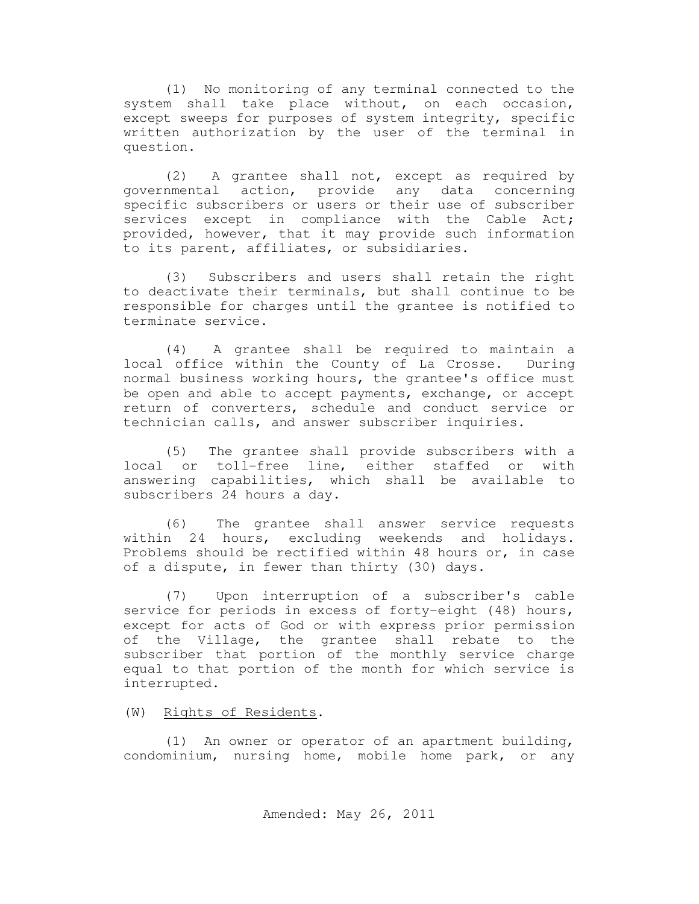(1) No monitoring of any terminal connected to the system shall take place without, on each occasion, except sweeps for purposes of system integrity, specific written authorization by the user of the terminal in question.

(2) A grantee shall not, except as required by governmental action, provide any data concerning specific subscribers or users or their use of subscriber services except in compliance with the Cable Act; provided, however, that it may provide such information to its parent, affiliates, or subsidiaries.

(3) Subscribers and users shall retain the right to deactivate their terminals, but shall continue to be responsible for charges until the grantee is notified to terminate service.

(4) A grantee shall be required to maintain a local office within the County of La Crosse. During normal business working hours, the grantee's office must be open and able to accept payments, exchange, or accept return of converters, schedule and conduct service or technician calls, and answer subscriber inquiries.

(5) The grantee shall provide subscribers with a local or toll-free line, either staffed or with answering capabilities, which shall be available to subscribers 24 hours a day.

(6) The grantee shall answer service requests within 24 hours, excluding weekends and holidays. Problems should be rectified within 48 hours or, in case of a dispute, in fewer than thirty (30) days.

(7) Upon interruption of a subscriber's cable service for periods in excess of forty-eight (48) hours, except for acts of God or with express prior permission of the Village, the grantee shall rebate to the subscriber that portion of the monthly service charge equal to that portion of the month for which service is interrupted.

(W) Rights of Residents.

(1) An owner or operator of an apartment building, condominium, nursing home, mobile home park, or any

Amended: May 26, 2011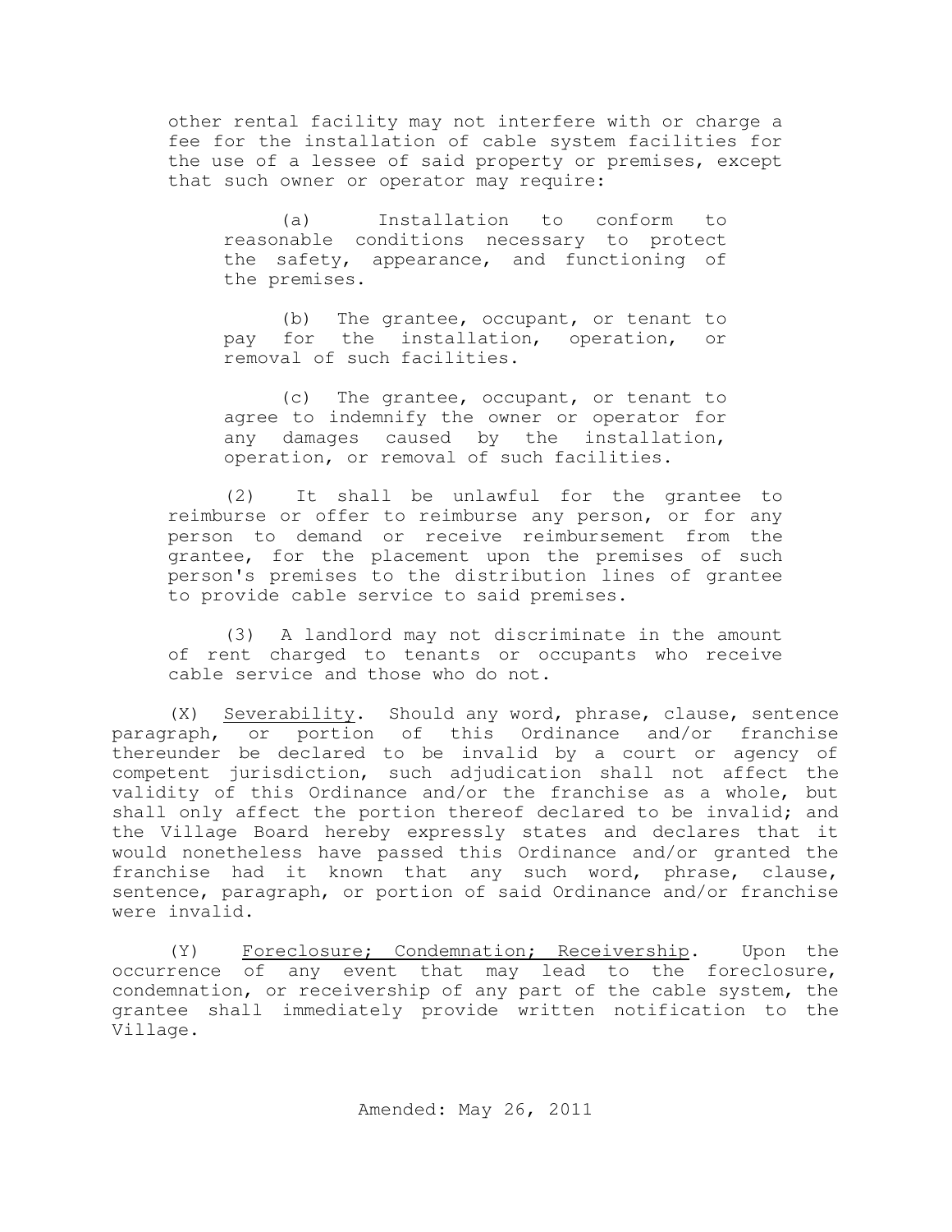other rental facility may not interfere with or charge a fee for the installation of cable system facilities for the use of a lessee of said property or premises, except that such owner or operator may require:

(a) Installation to conform to reasonable conditions necessary to protect the safety, appearance, and functioning of the premises.

(b) The grantee, occupant, or tenant to pay for the installation, operation, or removal of such facilities.

(c) The grantee, occupant, or tenant to agree to indemnify the owner or operator for any damages caused by the installation, operation, or removal of such facilities.

(2) It shall be unlawful for the grantee to reimburse or offer to reimburse any person, or for any person to demand or receive reimbursement from the grantee, for the placement upon the premises of such person's premises to the distribution lines of grantee to provide cable service to said premises.

(3) A landlord may not discriminate in the amount of rent charged to tenants or occupants who receive cable service and those who do not.

(X) Severability. Should any word, phrase, clause, sentence paragraph, or portion of this Ordinance and/or franchise thereunder be declared to be invalid by a court or agency of competent jurisdiction, such adjudication shall not affect the validity of this Ordinance and/or the franchise as a whole, but shall only affect the portion thereof declared to be invalid; and the Village Board hereby expressly states and declares that it would nonetheless have passed this Ordinance and/or granted the franchise had it known that any such word, phrase, clause, sentence, paragraph, or portion of said Ordinance and/or franchise were invalid.

(Y) Foreclosure; Condemnation; Receivership. Upon the occurrence of any event that may lead to the foreclosure, condemnation, or receivership of any part of the cable system, the grantee shall immediately provide written notification to the Village.

Amended: May 26, 2011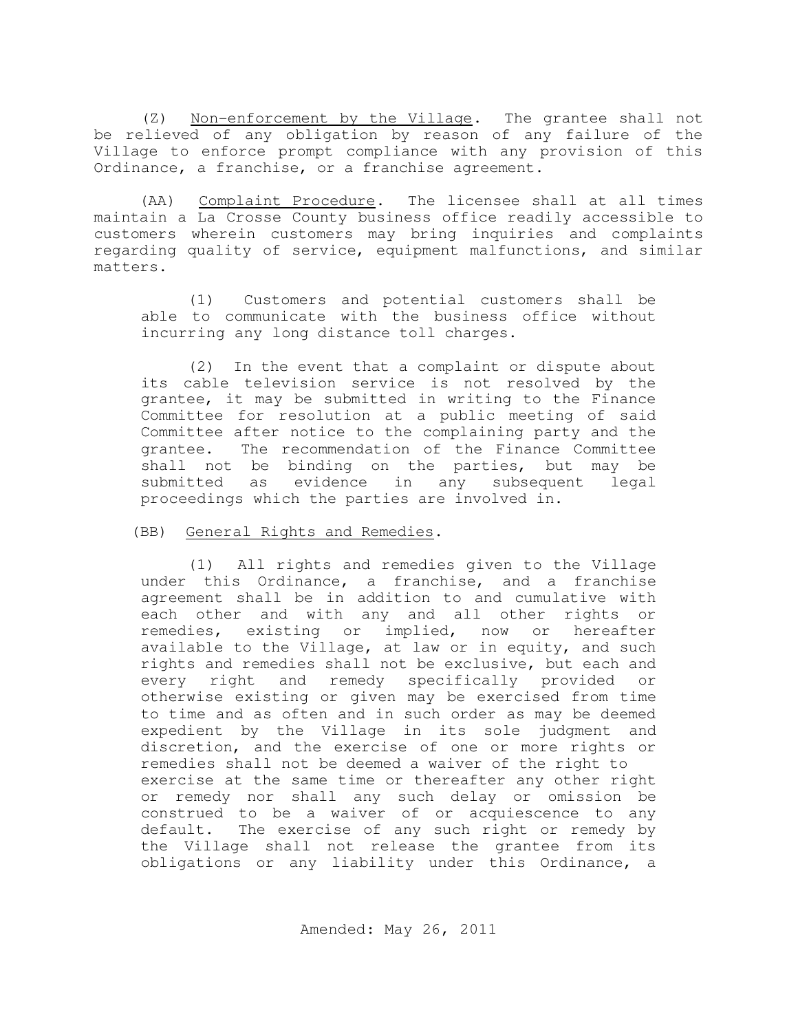(Z) Non-enforcement by the Village. The grantee shall not be relieved of any obligation by reason of any failure of the Village to enforce prompt compliance with any provision of this Ordinance, a franchise, or a franchise agreement.

(AA) Complaint Procedure. The licensee shall at all times maintain a La Crosse County business office readily accessible to customers wherein customers may bring inquiries and complaints regarding quality of service, equipment malfunctions, and similar matters.

> (1) Customers and potential customers shall be able to communicate with the business office without incurring any long distance toll charges.
>
> (2) In the event that a complaint or dispute about its cable television service is not resolved by the grantee, it may be submitted in writing to the Finance Committee for resolution at a public meeting of said Committee after notice to the complaining party and the grantee. The recommendation of the Finance Committee shall not be binding on the parties, but may be submitted as evidence in any subsequent legal proceedings which the parties are involved in.

(BB) General Rights and Remedies.

> (1) All rights and remedies given to the Village under this Ordinance, a franchise, and a franchise agreement shall be in addition to and cumulative with each other and with any and all other rights or remedies, existing or implied, now or hereafter available to the Village, at law or in equity, and such rights and remedies shall not be exclusive, but each and every right and remedy specifically provided or otherwise existing or given may be exercised from time to time and as often and in such order as may be deemed expedient by the Village in its sole judgment and discretion, and the exercise of one or more rights or remedies shall not be deemed a waiver of the right to exercise at the same time or thereafter any other right or remedy nor shall any such delay or omission be construed to be a waiver of or acquiescence to any default. The exercise of any such right or remedy by the Village shall not release the grantee from its obligations or any liability under this Ordinance, a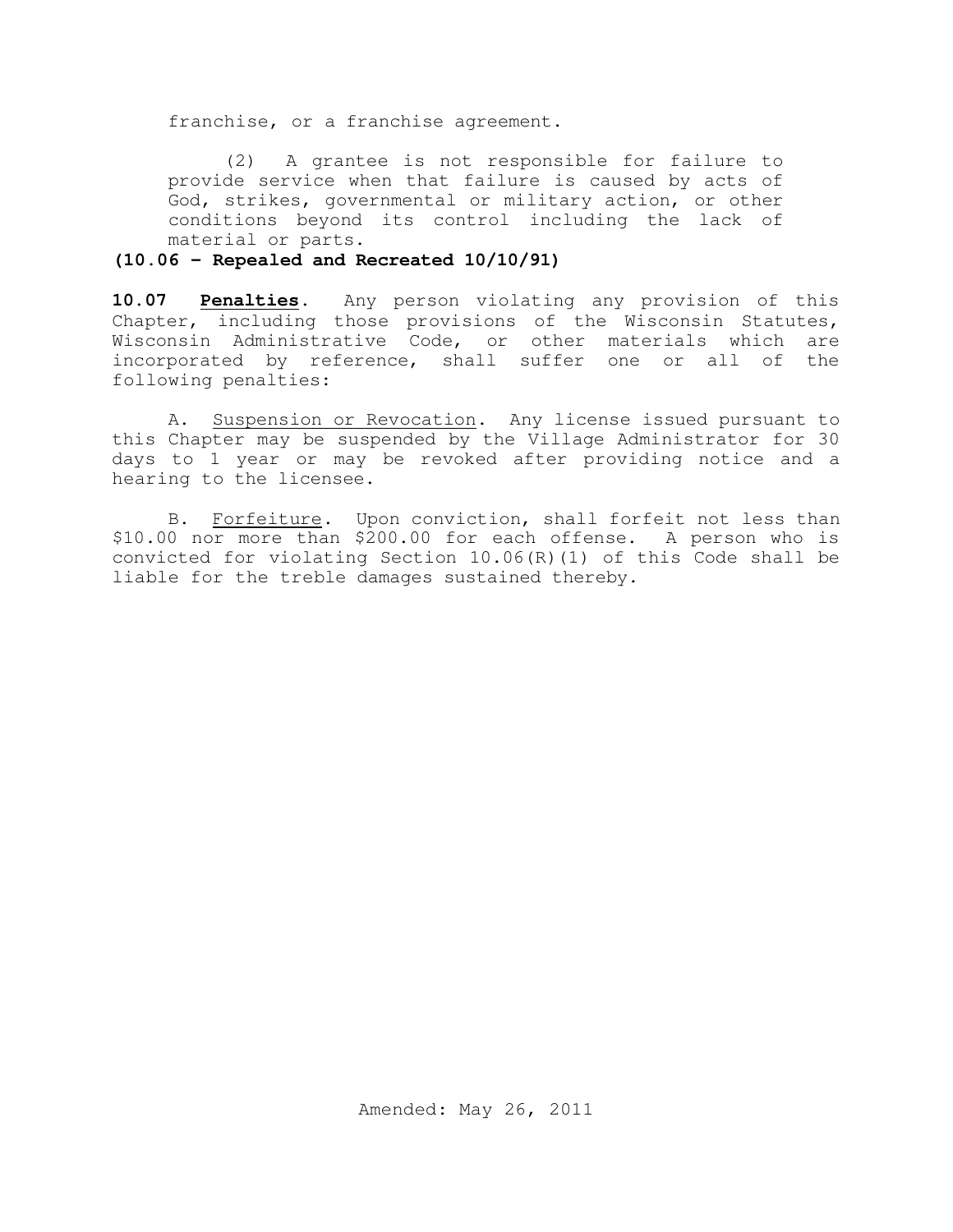franchise, or a franchise agreement.

(2) A grantee is not responsible for failure to provide service when that failure is caused by acts of God, strikes, governmental or military action, or other conditions beyond its control including the lack of material or parts.

**(10.06 – Repealed and Recreated 10/10/91)**

**10.07 Penalties**. Any person violating any provision of this Chapter, including those provisions of the Wisconsin Statutes, Wisconsin Administrative Code, or other materials which are incorporated by reference, shall suffer one or all of the following penalties:

A. Suspension or Revocation. Any license issued pursuant to this Chapter may be suspended by the Village Administrator for 30 days to 1 year or may be revoked after providing notice and a hearing to the licensee.

B. Forfeiture. Upon conviction, shall forfeit not less than $10.00 nor more than $200.00 for each offense. A person who is convicted for violating Section 10.06(R)(1) of this Code shall be liable for the treble damages sustained thereby.

Amended: May 26, 2011